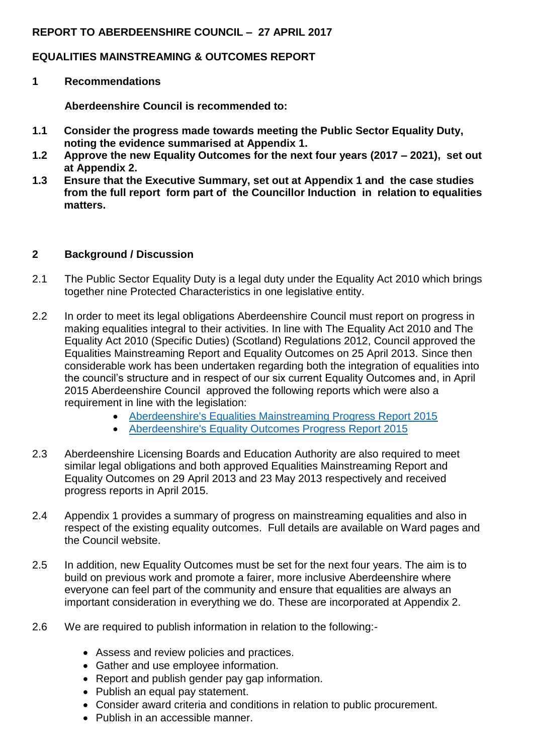**REPORT TO ABERDEENSHIRE COUNCIL – 27 APRIL 2017**

**EQUALITIES MAINSTREAMING & OUTCOMES REPORT**

## 1 Recommendations

**Aberdeenshire Council is recommended to:**

**1.1 Consider the progress made towards meeting the Public Sector Equality Duty, noting the evidence summarised at Appendix 1.**

**1.2 Approve the new Equality Outcomes for the next four years (2017 – 2021), set out at Appendix 2.**

**1.3 Ensure that the Executive Summary, set out at Appendix 1 and the case studies from the full report form part of the Councillor Induction in relation to equalities matters.**

## 2 Background / Discussion

2.1 The Public Sector Equality Duty is a legal duty under the Equality Act 2010 which brings together nine Protected Characteristics in one legislative entity.

2.2 In order to meet its legal obligations Aberdeenshire Council must report on progress in making equalities integral to their activities. In line with The Equality Act 2010 and The Equality Act 2010 (Specific Duties) (Scotland) Regulations 2012, Council approved the Equalities Mainstreaming Report and Equality Outcomes on 25 April 2013. Since then considerable work has been undertaken regarding both the integration of equalities into the council's structure and in respect of our six current Equality Outcomes and, in April 2015 Aberdeenshire Council approved the following reports which were also a requirement in line with the legislation:

- Aberdeenshire's Equalities Mainstreaming Progress Report 2015
- Aberdeenshire's Equality Outcomes Progress Report 2015

2.3 Aberdeenshire Licensing Boards and Education Authority are also required to meet similar legal obligations and both approved Equalities Mainstreaming Report and Equality Outcomes on 29 April 2013 and 23 May 2013 respectively and received progress reports in April 2015.

2.4 Appendix 1 provides a summary of progress on mainstreaming equalities and also in respect of the existing equality outcomes. Full details are available on Ward pages and the Council website.

2.5 In addition, new Equality Outcomes must be set for the next four years. The aim is to build on previous work and promote a fairer, more inclusive Aberdeenshire where everyone can feel part of the community and ensure that equalities are always an important consideration in everything we do. These are incorporated at Appendix 2.

2.6 We are required to publish information in relation to the following:-

- Assess and review policies and practices.
- Gather and use employee information.
- Report and publish gender pay gap information.
- Publish an equal pay statement.
- Consider award criteria and conditions in relation to public procurement.
- Publish in an accessible manner.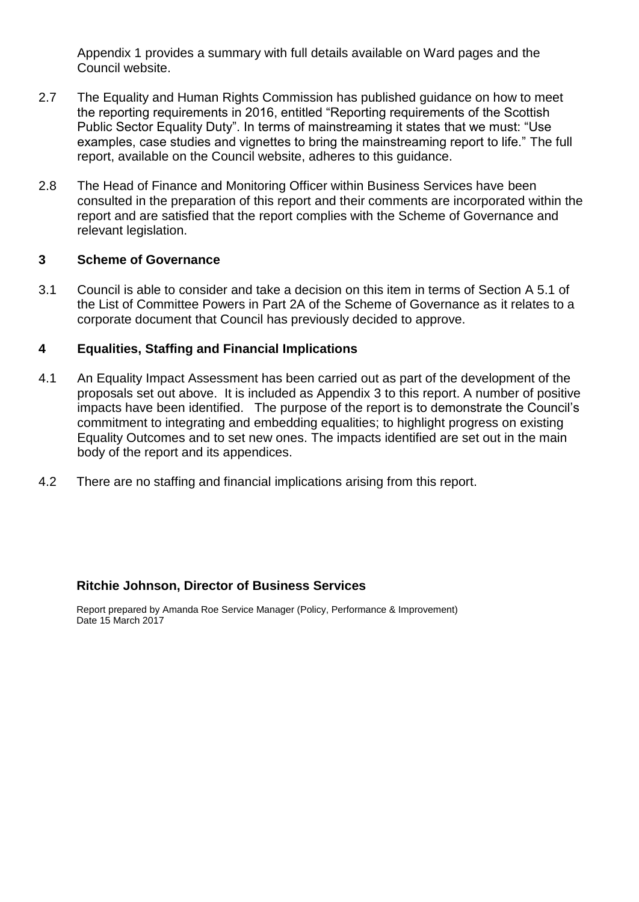Appendix 1 provides a summary with full details available on Ward pages and the Council website.

2.7 The Equality and Human Rights Commission has published guidance on how to meet the reporting requirements in 2016, entitled "Reporting requirements of the Scottish Public Sector Equality Duty". In terms of mainstreaming it states that we must: "Use examples, case studies and vignettes to bring the mainstreaming report to life." The full report, available on the Council website, adheres to this guidance.

2.8 The Head of Finance and Monitoring Officer within Business Services have been consulted in the preparation of this report and their comments are incorporated within the report and are satisfied that the report complies with the Scheme of Governance and relevant legislation.

## 3 Scheme of Governance

3.1 Council is able to consider and take a decision on this item in terms of Section A 5.1 of the List of Committee Powers in Part 2A of the Scheme of Governance as it relates to a corporate document that Council has previously decided to approve.

## 4 Equalities, Staffing and Financial Implications

4.1 An Equality Impact Assessment has been carried out as part of the development of the proposals set out above. It is included as Appendix 3 to this report. A number of positive impacts have been identified. The purpose of the report is to demonstrate the Council's commitment to integrating and embedding equalities; to highlight progress on existing Equality Outcomes and to set new ones. The impacts identified are set out in the main body of the report and its appendices.

4.2 There are no staffing and financial implications arising from this report.

**Ritchie Johnson, Director of Business Services**

Report prepared by Amanda Roe Service Manager (Policy, Performance & Improvement)
Date 15 March 2017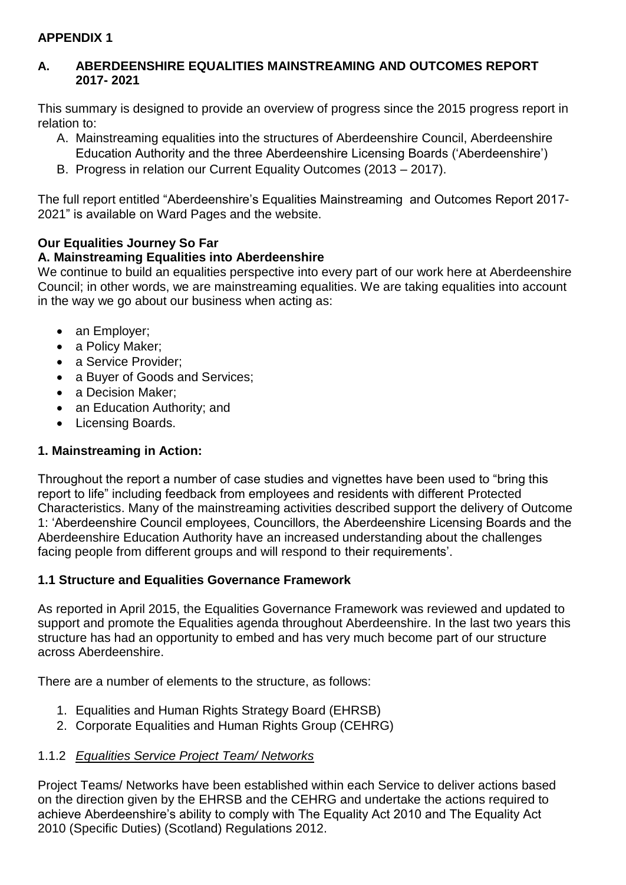**APPENDIX 1**

## A. ABERDEENSHIRE EQUALITIES MAINSTREAMING AND OUTCOMES REPORT 2017- 2021

This summary is designed to provide an overview of progress since the 2015 progress report in relation to:

A. Mainstreaming equalities into the structures of Aberdeenshire Council, Aberdeenshire Education Authority and the three Aberdeenshire Licensing Boards ('Aberdeenshire')
B. Progress in relation our Current Equality Outcomes (2013 – 2017).

The full report entitled "Aberdeenshire's Equalities Mainstreaming and Outcomes Report 2017-2021" is available on Ward Pages and the website.

### Our Equalities Journey So Far

### A. Mainstreaming Equalities into Aberdeenshire

We continue to build an equalities perspective into every part of our work here at Aberdeenshire Council; in other words, we are mainstreaming equalities. We are taking equalities into account in the way we go about our business when acting as:

- an Employer;
- a Policy Maker;
- a Service Provider;
- a Buyer of Goods and Services;
- a Decision Maker;
- an Education Authority; and
- Licensing Boards.

### 1. Mainstreaming in Action:

Throughout the report a number of case studies and vignettes have been used to "bring this report to life" including feedback from employees and residents with different Protected Characteristics. Many of the mainstreaming activities described support the delivery of Outcome 1: 'Aberdeenshire Council employees, Councillors, the Aberdeenshire Licensing Boards and the Aberdeenshire Education Authority have an increased understanding about the challenges facing people from different groups and will respond to their requirements'.

### 1.1 Structure and Equalities Governance Framework

As reported in April 2015, the Equalities Governance Framework was reviewed and updated to support and promote the Equalities agenda throughout Aberdeenshire. In the last two years this structure has had an opportunity to embed and has very much become part of our structure across Aberdeenshire.

There are a number of elements to the structure, as follows:

1. Equalities and Human Rights Strategy Board (EHRSB)
2. Corporate Equalities and Human Rights Group (CEHRG)

1.1.2 *Equalities Service Project Team/ Networks*

Project Teams/ Networks have been established within each Service to deliver actions based on the direction given by the EHRSB and the CEHRG and undertake the actions required to achieve Aberdeenshire's ability to comply with The Equality Act 2010 and The Equality Act 2010 (Specific Duties) (Scotland) Regulations 2012.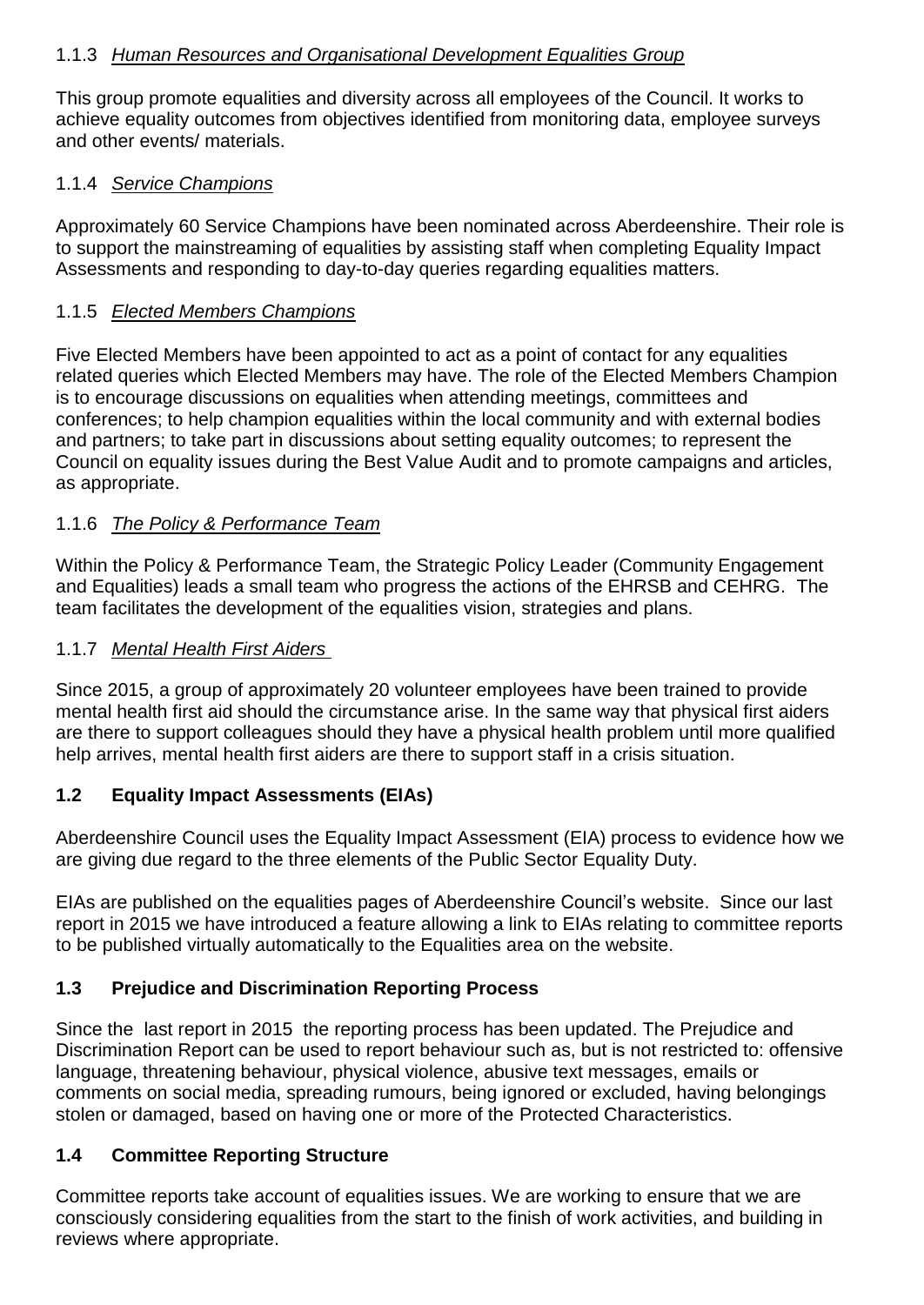### 1.1.3 *Human Resources and Organisational Development Equalities Group*

This group promote equalities and diversity across all employees of the Council. It works to achieve equality outcomes from objectives identified from monitoring data, employee surveys and other events/ materials.

### 1.1.4 *Service Champions*

Approximately 60 Service Champions have been nominated across Aberdeenshire. Their role is to support the mainstreaming of equalities by assisting staff when completing Equality Impact Assessments and responding to day-to-day queries regarding equalities matters.

### 1.1.5 *Elected Members Champions*

Five Elected Members have been appointed to act as a point of contact for any equalities related queries which Elected Members may have. The role of the Elected Members Champion is to encourage discussions on equalities when attending meetings, committees and conferences; to help champion equalities within the local community and with external bodies and partners; to take part in discussions about setting equality outcomes; to represent the Council on equality issues during the Best Value Audit and to promote campaigns and articles, as appropriate.

### 1.1.6 *The Policy & Performance Team*

Within the Policy & Performance Team, the Strategic Policy Leader (Community Engagement and Equalities) leads a small team who progress the actions of the EHRSB and CEHRG. The team facilitates the development of the equalities vision, strategies and plans.

### 1.1.7 *Mental Health First Aiders*

Since 2015, a group of approximately 20 volunteer employees have been trained to provide mental health first aid should the circumstance arise. In the same way that physical first aiders are there to support colleagues should they have a physical health problem until more qualified help arrives, mental health first aiders are there to support staff in a crisis situation.

## 1.2 Equality Impact Assessments (EIAs)

Aberdeenshire Council uses the Equality Impact Assessment (EIA) process to evidence how we are giving due regard to the three elements of the Public Sector Equality Duty.

EIAs are published on the equalities pages of Aberdeenshire Council's website. Since our last report in 2015 we have introduced a feature allowing a link to EIAs relating to committee reports to be published virtually automatically to the Equalities area on the website.

## 1.3 Prejudice and Discrimination Reporting Process

Since the last report in 2015 the reporting process has been updated. The Prejudice and Discrimination Report can be used to report behaviour such as, but is not restricted to: offensive language, threatening behaviour, physical violence, abusive text messages, emails or comments on social media, spreading rumours, being ignored or excluded, having belongings stolen or damaged, based on having one or more of the Protected Characteristics.

## 1.4 Committee Reporting Structure

Committee reports take account of equalities issues. We are working to ensure that we are consciously considering equalities from the start to the finish of work activities, and building in reviews where appropriate.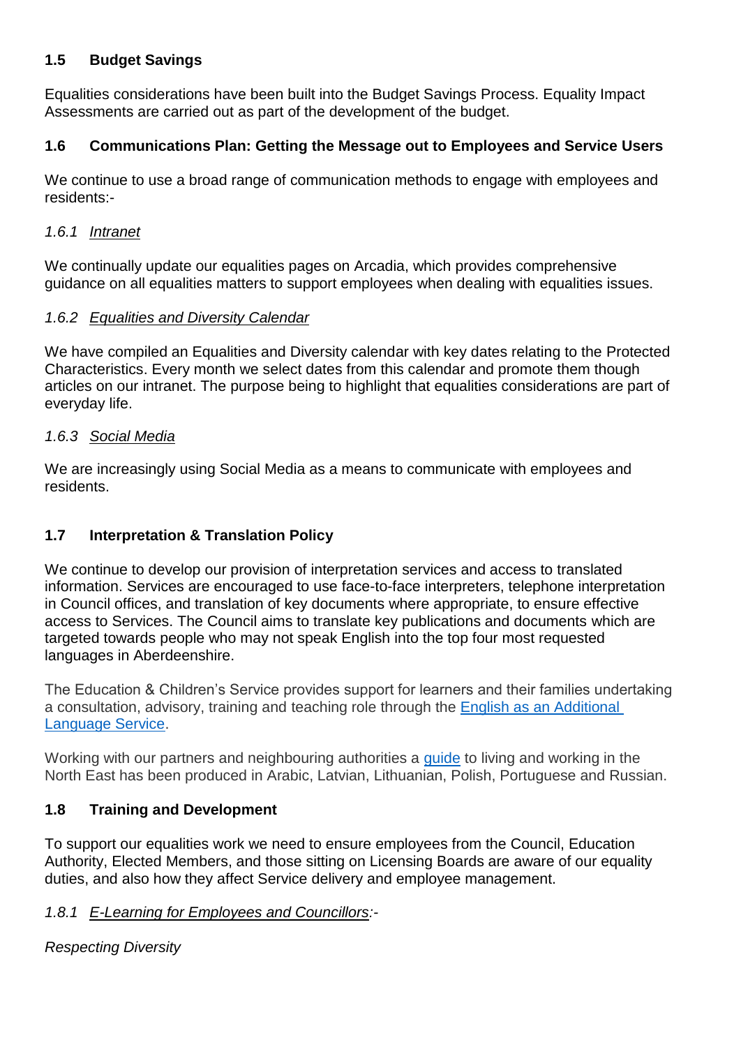### 1.5 Budget Savings

Equalities considerations have been built into the Budget Savings Process. Equality Impact Assessments are carried out as part of the development of the budget.

### 1.6 Communications Plan: Getting the Message out to Employees and Service Users

We continue to use a broad range of communication methods to engage with employees and residents:-

#### *1.6.1 Intranet*

We continually update our equalities pages on Arcadia, which provides comprehensive guidance on all equalities matters to support employees when dealing with equalities issues.

#### *1.6.2 Equalities and Diversity Calendar*

We have compiled an Equalities and Diversity calendar with key dates relating to the Protected Characteristics. Every month we select dates from this calendar and promote them though articles on our intranet. The purpose being to highlight that equalities considerations are part of everyday life.

#### *1.6.3 Social Media*

We are increasingly using Social Media as a means to communicate with employees and residents.

### 1.7 Interpretation & Translation Policy

We continue to develop our provision of interpretation services and access to translated information. Services are encouraged to use face-to-face interpreters, telephone interpretation in Council offices, and translation of key documents where appropriate, to ensure effective access to Services. The Council aims to translate key publications and documents which are targeted towards people who may not speak English into the top four most requested languages in Aberdeenshire.

The Education & Children's Service provides support for learners and their families undertaking a consultation, advisory, training and teaching role through the English as an Additional Language Service.

Working with our partners and neighbouring authorities a guide to living and working in the North East has been produced in Arabic, Latvian, Lithuanian, Polish, Portuguese and Russian.

### 1.8 Training and Development

To support our equalities work we need to ensure employees from the Council, Education Authority, Elected Members, and those sitting on Licensing Boards are aware of our equality duties, and also how they affect Service delivery and employee management.

#### *1.8.1 E-Learning for Employees and Councillors:-*

*Respecting Diversity*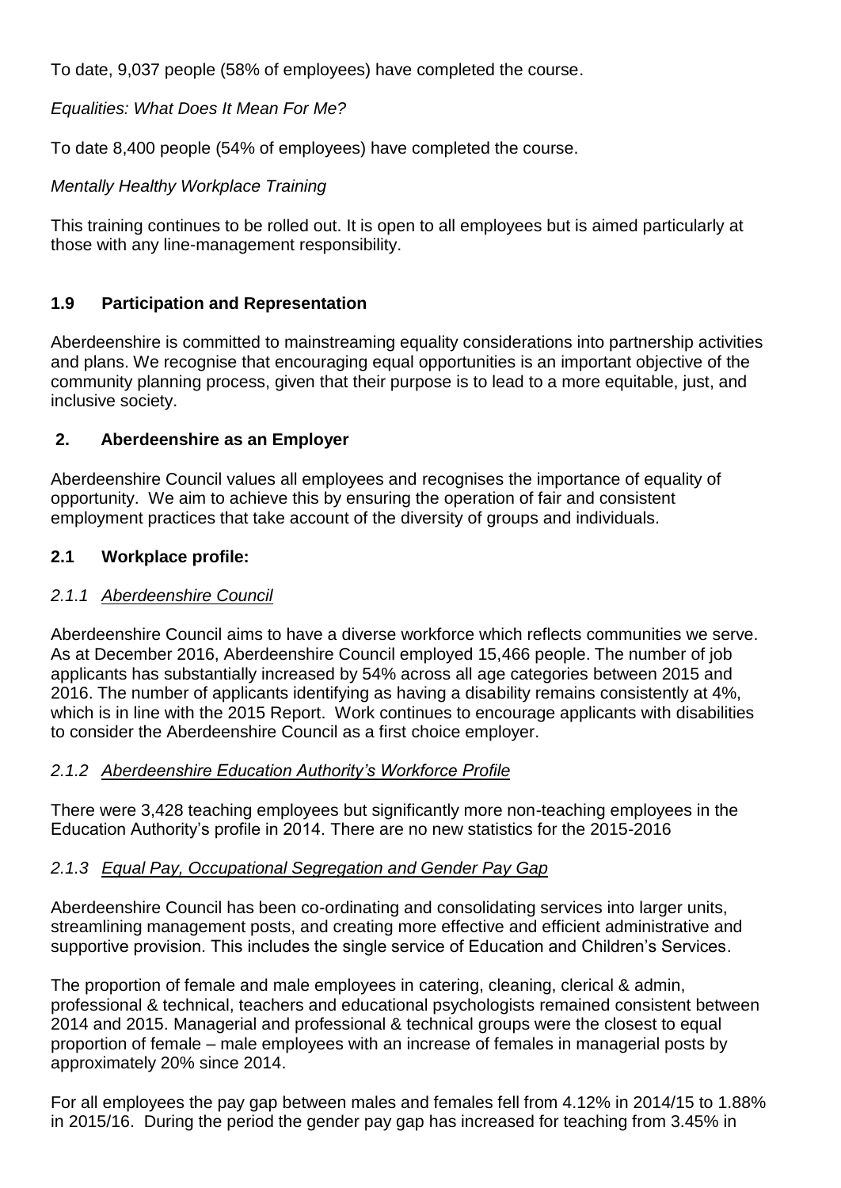To date, 9,037 people (58% of employees) have completed the course.

*Equalities: What Does It Mean For Me?*

To date 8,400 people (54% of employees) have completed the course.

*Mentally Healthy Workplace Training*

This training continues to be rolled out. It is open to all employees but is aimed particularly at those with any line-management responsibility.

### 1.9 Participation and Representation

Aberdeenshire is committed to mainstreaming equality considerations into partnership activities and plans. We recognise that encouraging equal opportunities is an important objective of the community planning process, given that their purpose is to lead to a more equitable, just, and inclusive society.

## 2. Aberdeenshire as an Employer

Aberdeenshire Council values all employees and recognises the importance of equality of opportunity. We aim to achieve this by ensuring the operation of fair and consistent employment practices that take account of the diversity of groups and individuals.

### 2.1 Workplace profile:

#### *2.1.1 Aberdeenshire Council*

Aberdeenshire Council aims to have a diverse workforce which reflects communities we serve. As at December 2016, Aberdeenshire Council employed 15,466 people. The number of job applicants has substantially increased by 54% across all age categories between 2015 and 2016. The number of applicants identifying as having a disability remains consistently at 4%, which is in line with the 2015 Report. Work continues to encourage applicants with disabilities to consider the Aberdeenshire Council as a first choice employer.

#### *2.1.2 Aberdeenshire Education Authority's Workforce Profile*

There were 3,428 teaching employees but significantly more non-teaching employees in the Education Authority's profile in 2014. There are no new statistics for the 2015-2016

#### *2.1.3 Equal Pay, Occupational Segregation and Gender Pay Gap*

Aberdeenshire Council has been co-ordinating and consolidating services into larger units, streamlining management posts, and creating more effective and efficient administrative and supportive provision. This includes the single service of Education and Children's Services.

The proportion of female and male employees in catering, cleaning, clerical & admin, professional & technical, teachers and educational psychologists remained consistent between 2014 and 2015. Managerial and professional & technical groups were the closest to equal proportion of female – male employees with an increase of females in managerial posts by approximately 20% since 2014.

For all employees the pay gap between males and females fell from 4.12% in 2014/15 to 1.88% in 2015/16. During the period the gender pay gap has increased for teaching from 3.45% in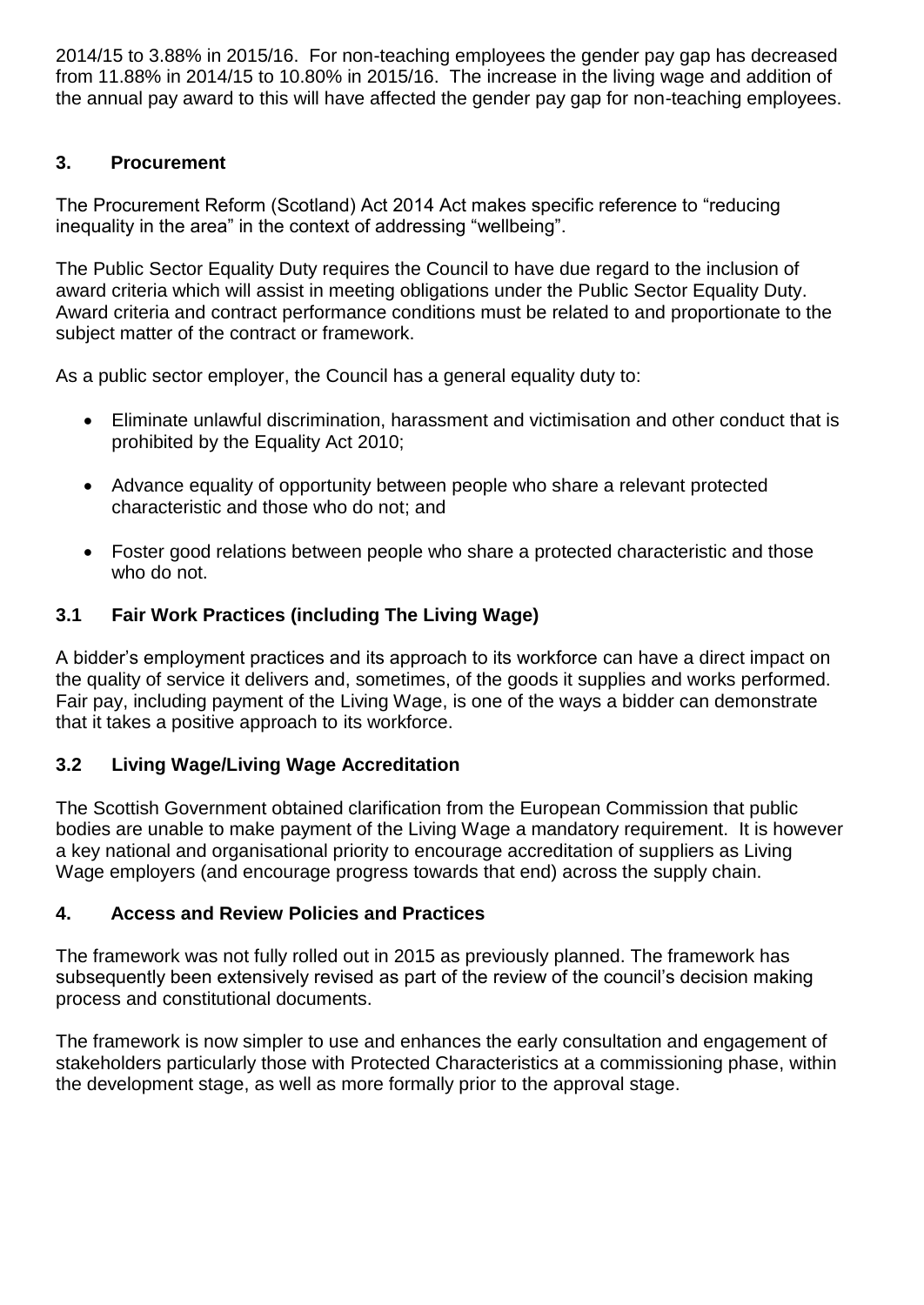2014/15 to 3.88% in 2015/16. For non-teaching employees the gender pay gap has decreased from 11.88% in 2014/15 to 10.80% in 2015/16. The increase in the living wage and addition of the annual pay award to this will have affected the gender pay gap for non-teaching employees.

## 3. Procurement

The Procurement Reform (Scotland) Act 2014 Act makes specific reference to "reducing inequality in the area" in the context of addressing "wellbeing".

The Public Sector Equality Duty requires the Council to have due regard to the inclusion of award criteria which will assist in meeting obligations under the Public Sector Equality Duty. Award criteria and contract performance conditions must be related to and proportionate to the subject matter of the contract or framework.

As a public sector employer, the Council has a general equality duty to:

- Eliminate unlawful discrimination, harassment and victimisation and other conduct that is prohibited by the Equality Act 2010;
- Advance equality of opportunity between people who share a relevant protected characteristic and those who do not; and
- Foster good relations between people who share a protected characteristic and those who do not.

### 3.1 Fair Work Practices (including The Living Wage)

A bidder's employment practices and its approach to its workforce can have a direct impact on the quality of service it delivers and, sometimes, of the goods it supplies and works performed. Fair pay, including payment of the Living Wage, is one of the ways a bidder can demonstrate that it takes a positive approach to its workforce.

### 3.2 Living Wage/Living Wage Accreditation

The Scottish Government obtained clarification from the European Commission that public bodies are unable to make payment of the Living Wage a mandatory requirement. It is however a key national and organisational priority to encourage accreditation of suppliers as Living Wage employers (and encourage progress towards that end) across the supply chain.

## 4. Access and Review Policies and Practices

The framework was not fully rolled out in 2015 as previously planned. The framework has subsequently been extensively revised as part of the review of the council's decision making process and constitutional documents.

The framework is now simpler to use and enhances the early consultation and engagement of stakeholders particularly those with Protected Characteristics at a commissioning phase, within the development stage, as well as more formally prior to the approval stage.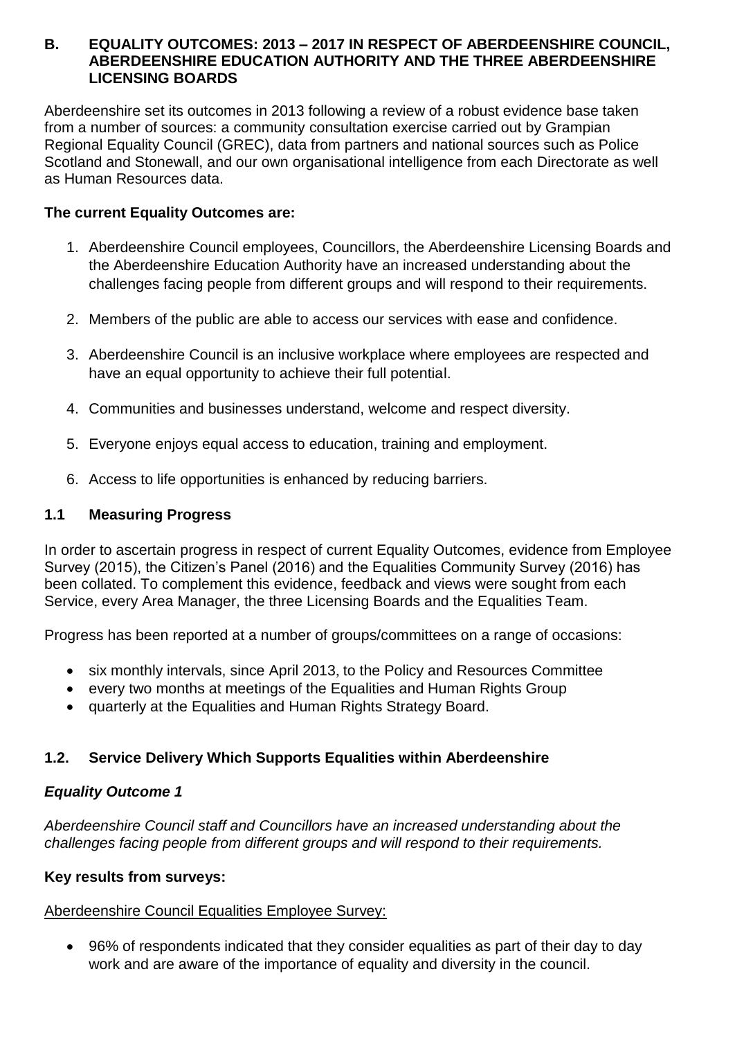## B. EQUALITY OUTCOMES: 2013 – 2017 IN RESPECT OF ABERDEENSHIRE COUNCIL, ABERDEENSHIRE EDUCATION AUTHORITY AND THE THREE ABERDEENSHIRE LICENSING BOARDS

Aberdeenshire set its outcomes in 2013 following a review of a robust evidence base taken from a number of sources: a community consultation exercise carried out by Grampian Regional Equality Council (GREC), data from partners and national sources such as Police Scotland and Stonewall, and our own organisational intelligence from each Directorate as well as Human Resources data.

**The current Equality Outcomes are:**

1. Aberdeenshire Council employees, Councillors, the Aberdeenshire Licensing Boards and the Aberdeenshire Education Authority have an increased understanding about the challenges facing people from different groups and will respond to their requirements.
2. Members of the public are able to access our services with ease and confidence.
3. Aberdeenshire Council is an inclusive workplace where employees are respected and have an equal opportunity to achieve their full potential.
4. Communities and businesses understand, welcome and respect diversity.
5. Everyone enjoys equal access to education, training and employment.
6. Access to life opportunities is enhanced by reducing barriers.

### 1.1 Measuring Progress

In order to ascertain progress in respect of current Equality Outcomes, evidence from Employee Survey (2015), the Citizen's Panel (2016) and the Equalities Community Survey (2016) has been collated. To complement this evidence, feedback and views were sought from each Service, every Area Manager, the three Licensing Boards and the Equalities Team.

Progress has been reported at a number of groups/committees on a range of occasions:

- six monthly intervals, since April 2013, to the Policy and Resources Committee
- every two months at meetings of the Equalities and Human Rights Group
- quarterly at the Equalities and Human Rights Strategy Board.

### 1.2. Service Delivery Which Supports Equalities within Aberdeenshire

#### *Equality Outcome 1*

*Aberdeenshire Council staff and Councillors have an increased understanding about the challenges facing people from different groups and will respond to their requirements.*

**Key results from surveys:**

Aberdeenshire Council Equalities Employee Survey:

- 96% of respondents indicated that they consider equalities as part of their day to day work and are aware of the importance of equality and diversity in the council.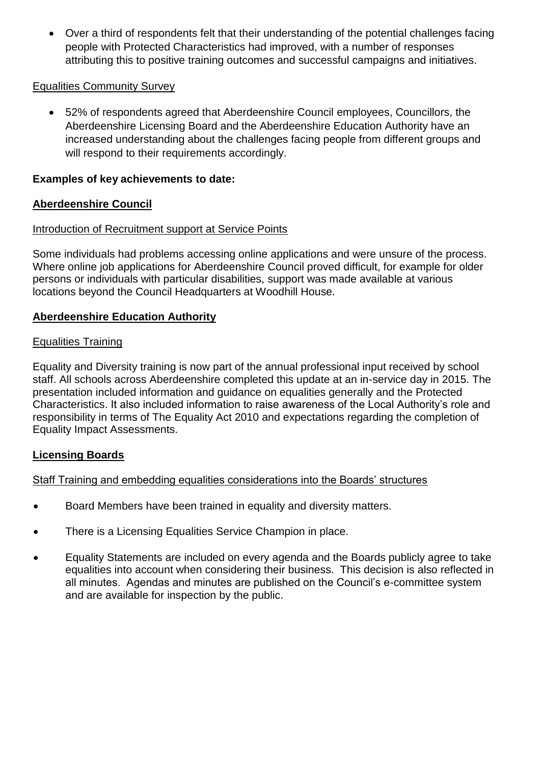- Over a third of respondents felt that their understanding of the potential challenges facing people with Protected Characteristics had improved, with a number of responses attributing this to positive training outcomes and successful campaigns and initiatives.

Equalities Community Survey

- 52% of respondents agreed that Aberdeenshire Council employees, Councillors, the Aberdeenshire Licensing Board and the Aberdeenshire Education Authority have an increased understanding about the challenges facing people from different groups and will respond to their requirements accordingly.

**Examples of key achievements to date:**

**Aberdeenshire Council**

Introduction of Recruitment support at Service Points

Some individuals had problems accessing online applications and were unsure of the process. Where online job applications for Aberdeenshire Council proved difficult, for example for older persons or individuals with particular disabilities, support was made available at various locations beyond the Council Headquarters at Woodhill House.

**Aberdeenshire Education Authority**

Equalities Training

Equality and Diversity training is now part of the annual professional input received by school staff. All schools across Aberdeenshire completed this update at an in-service day in 2015. The presentation included information and guidance on equalities generally and the Protected Characteristics. It also included information to raise awareness of the Local Authority's role and responsibility in terms of The Equality Act 2010 and expectations regarding the completion of Equality Impact Assessments.

**Licensing Boards**

Staff Training and embedding equalities considerations into the Boards' structures

- Board Members have been trained in equality and diversity matters.
- There is a Licensing Equalities Service Champion in place.
- Equality Statements are included on every agenda and the Boards publicly agree to take equalities into account when considering their business. This decision is also reflected in all minutes. Agendas and minutes are published on the Council's e-committee system and are available for inspection by the public.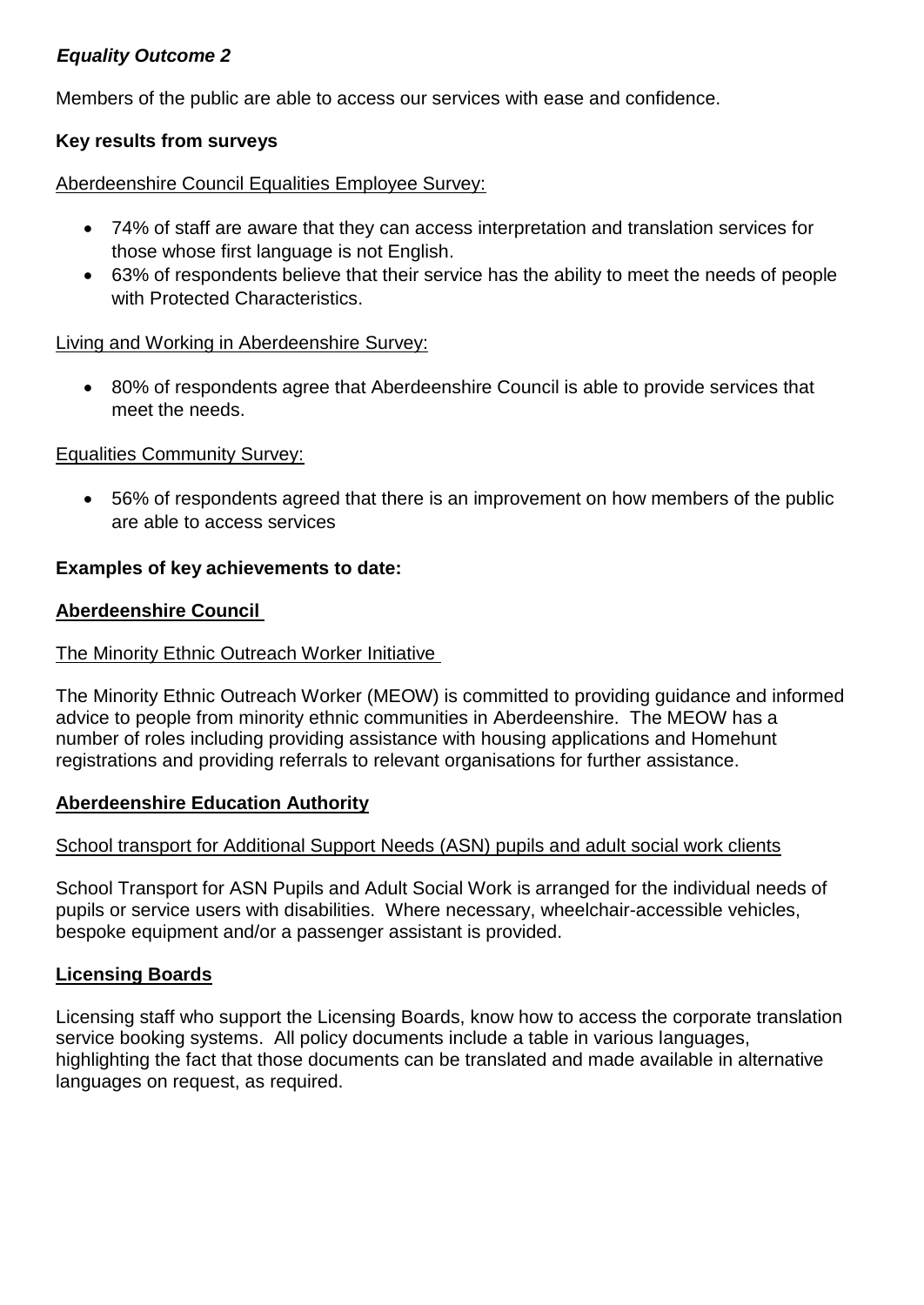***Equality Outcome 2***

Members of the public are able to access our services with ease and confidence.

**Key results from surveys**

Aberdeenshire Council Equalities Employee Survey:

- 74% of staff are aware that they can access interpretation and translation services for those whose first language is not English.
- 63% of respondents believe that their service has the ability to meet the needs of people with Protected Characteristics.

Living and Working in Aberdeenshire Survey:

- 80% of respondents agree that Aberdeenshire Council is able to provide services that meet the needs.

Equalities Community Survey:

- 56% of respondents agreed that there is an improvement on how members of the public are able to access services

**Examples of key achievements to date:**

**Aberdeenshire Council**

The Minority Ethnic Outreach Worker Initiative

The Minority Ethnic Outreach Worker (MEOW) is committed to providing guidance and informed advice to people from minority ethnic communities in Aberdeenshire. The MEOW has a number of roles including providing assistance with housing applications and Homehunt registrations and providing referrals to relevant organisations for further assistance.

**Aberdeenshire Education Authority**

School transport for Additional Support Needs (ASN) pupils and adult social work clients

School Transport for ASN Pupils and Adult Social Work is arranged for the individual needs of pupils or service users with disabilities. Where necessary, wheelchair-accessible vehicles, bespoke equipment and/or a passenger assistant is provided.

**Licensing Boards**

Licensing staff who support the Licensing Boards, know how to access the corporate translation service booking systems. All policy documents include a table in various languages, highlighting the fact that those documents can be translated and made available in alternative languages on request, as required.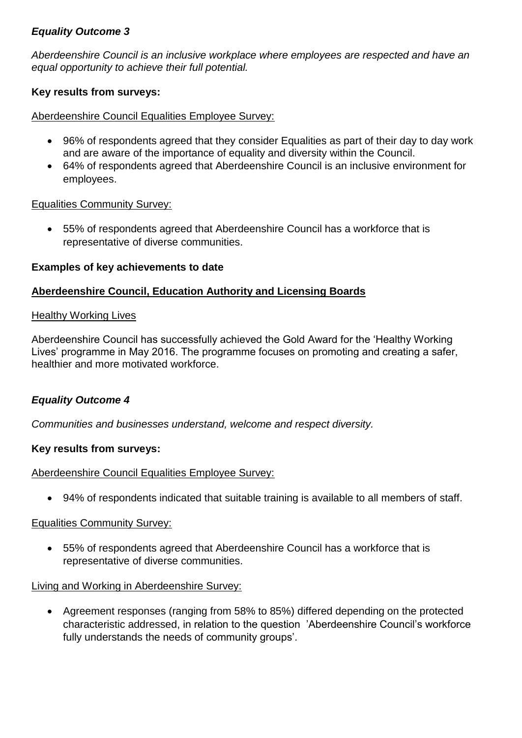### *Equality Outcome 3*

*Aberdeenshire Council is an inclusive workplace where employees are respected and have an equal opportunity to achieve their full potential.*

**Key results from surveys:**

<u>Aberdeenshire Council Equalities Employee Survey:</u>

- 96% of respondents agreed that they consider Equalities as part of their day to day work and are aware of the importance of equality and diversity within the Council.
- 64% of respondents agreed that Aberdeenshire Council is an inclusive environment for employees.

<u>Equalities Community Survey:</u>

- 55% of respondents agreed that Aberdeenshire Council has a workforce that is representative of diverse communities.

**Examples of key achievements to date**

**<u>Aberdeenshire Council, Education Authority and Licensing Boards</u>**

<u>Healthy Working Lives</u>

Aberdeenshire Council has successfully achieved the Gold Award for the 'Healthy Working Lives' programme in May 2016. The programme focuses on promoting and creating a safer, healthier and more motivated workforce.

### *Equality Outcome 4*

*Communities and businesses understand, welcome and respect diversity.*

**Key results from surveys:**

<u>Aberdeenshire Council Equalities Employee Survey:</u>

- 94% of respondents indicated that suitable training is available to all members of staff.

<u>Equalities Community Survey:</u>

- 55% of respondents agreed that Aberdeenshire Council has a workforce that is representative of diverse communities.

<u>Living and Working in Aberdeenshire Survey:</u>

- Agreement responses (ranging from 58% to 85%) differed depending on the protected characteristic addressed, in relation to the question 'Aberdeenshire Council's workforce fully understands the needs of community groups'.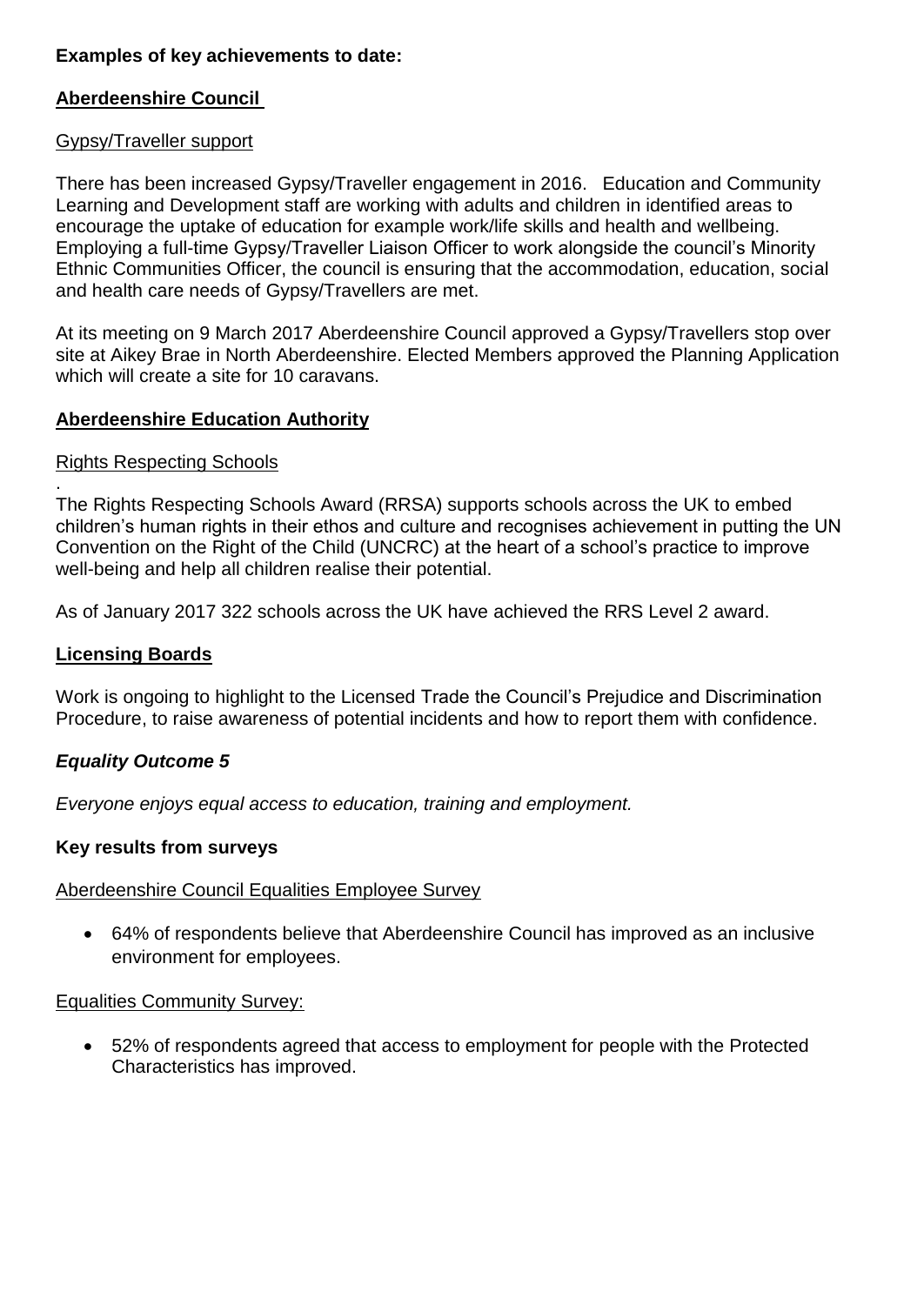**Examples of key achievements to date:**

**Aberdeenshire Council**

Gypsy/Traveller support

There has been increased Gypsy/Traveller engagement in 2016. Education and Community Learning and Development staff are working with adults and children in identified areas to encourage the uptake of education for example work/life skills and health and wellbeing. Employing a full-time Gypsy/Traveller Liaison Officer to work alongside the council's Minority Ethnic Communities Officer, the council is ensuring that the accommodation, education, social and health care needs of Gypsy/Travellers are met.

At its meeting on 9 March 2017 Aberdeenshire Council approved a Gypsy/Travellers stop over site at Aikey Brae in North Aberdeenshire. Elected Members approved the Planning Application which will create a site for 10 caravans.

**Aberdeenshire Education Authority**

Rights Respecting Schools

.
The Rights Respecting Schools Award (RRSA) supports schools across the UK to embed children's human rights in their ethos and culture and recognises achievement in putting the UN Convention on the Right of the Child (UNCRC) at the heart of a school's practice to improve well-being and help all children realise their potential.

As of January 2017 322 schools across the UK have achieved the RRS Level 2 award.

**Licensing Boards**

Work is ongoing to highlight to the Licensed Trade the Council's Prejudice and Discrimination Procedure, to raise awareness of potential incidents and how to report them with confidence.

***Equality Outcome 5***

*Everyone enjoys equal access to education, training and employment.*

**Key results from surveys**

Aberdeenshire Council Equalities Employee Survey

- 64% of respondents believe that Aberdeenshire Council has improved as an inclusive environment for employees.

Equalities Community Survey:

- 52% of respondents agreed that access to employment for people with the Protected Characteristics has improved.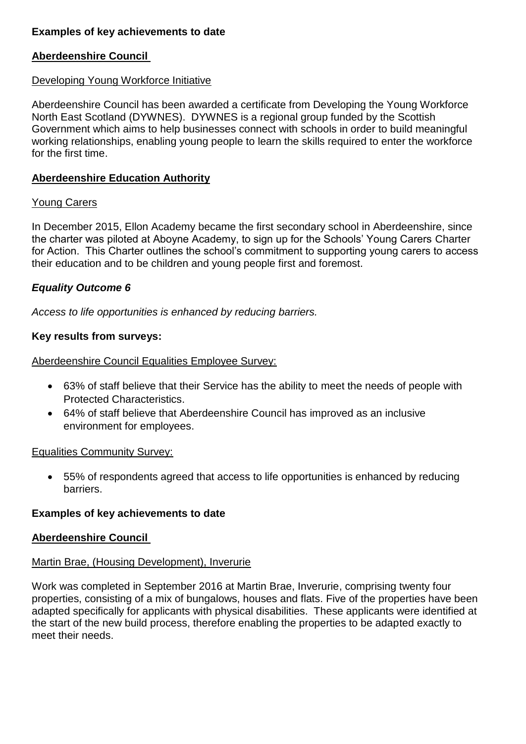**Examples of key achievements to date**

**Aberdeenshire Council**

Developing Young Workforce Initiative

Aberdeenshire Council has been awarded a certificate from Developing the Young Workforce North East Scotland (DYWNES). DYWNES is a regional group funded by the Scottish Government which aims to help businesses connect with schools in order to build meaningful working relationships, enabling young people to learn the skills required to enter the workforce for the first time.

**Aberdeenshire Education Authority**

Young Carers

In December 2015, Ellon Academy became the first secondary school in Aberdeenshire, since the charter was piloted at Aboyne Academy, to sign up for the Schools' Young Carers Charter for Action. This Charter outlines the school's commitment to supporting young carers to access their education and to be children and young people first and foremost.

***Equality Outcome 6***

*Access to life opportunities is enhanced by reducing barriers.*

**Key results from surveys:**

Aberdeenshire Council Equalities Employee Survey:

- 63% of staff believe that their Service has the ability to meet the needs of people with Protected Characteristics.
- 64% of staff believe that Aberdeenshire Council has improved as an inclusive environment for employees.

Equalities Community Survey:

- 55% of respondents agreed that access to life opportunities is enhanced by reducing barriers.

**Examples of key achievements to date**

**Aberdeenshire Council**

Martin Brae, (Housing Development), Inverurie

Work was completed in September 2016 at Martin Brae, Inverurie, comprising twenty four properties, consisting of a mix of bungalows, houses and flats. Five of the properties have been adapted specifically for applicants with physical disabilities. These applicants were identified at the start of the new build process, therefore enabling the properties to be adapted exactly to meet their needs.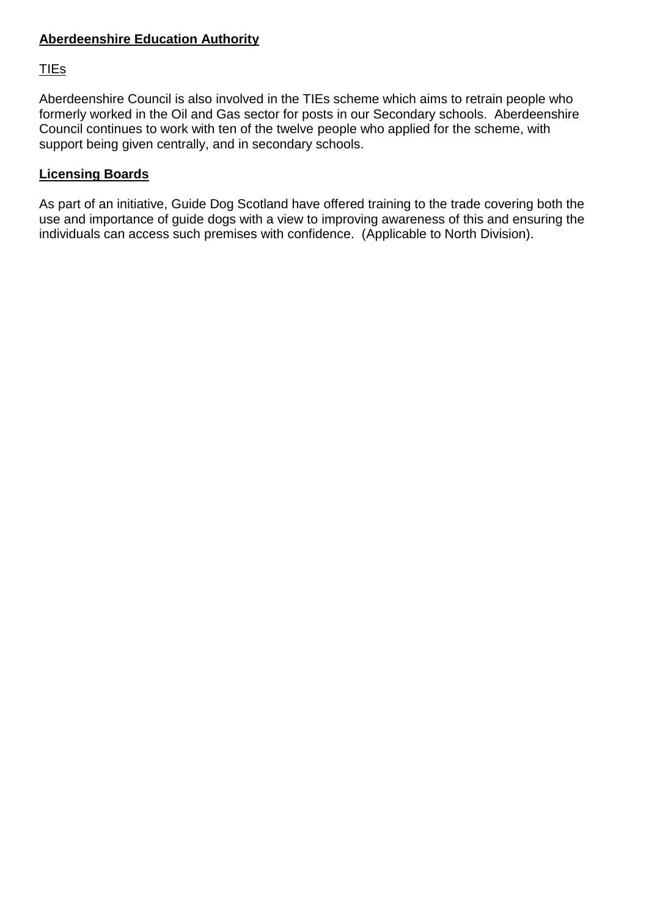**Aberdeenshire Education Authority**

TIEs

Aberdeenshire Council is also involved in the TIEs scheme which aims to retrain people who formerly worked in the Oil and Gas sector for posts in our Secondary schools. Aberdeenshire Council continues to work with ten of the twelve people who applied for the scheme, with support being given centrally, and in secondary schools.

**Licensing Boards**

As part of an initiative, Guide Dog Scotland have offered training to the trade covering both the use and importance of guide dogs with a view to improving awareness of this and ensuring the individuals can access such premises with confidence. (Applicable to North Division).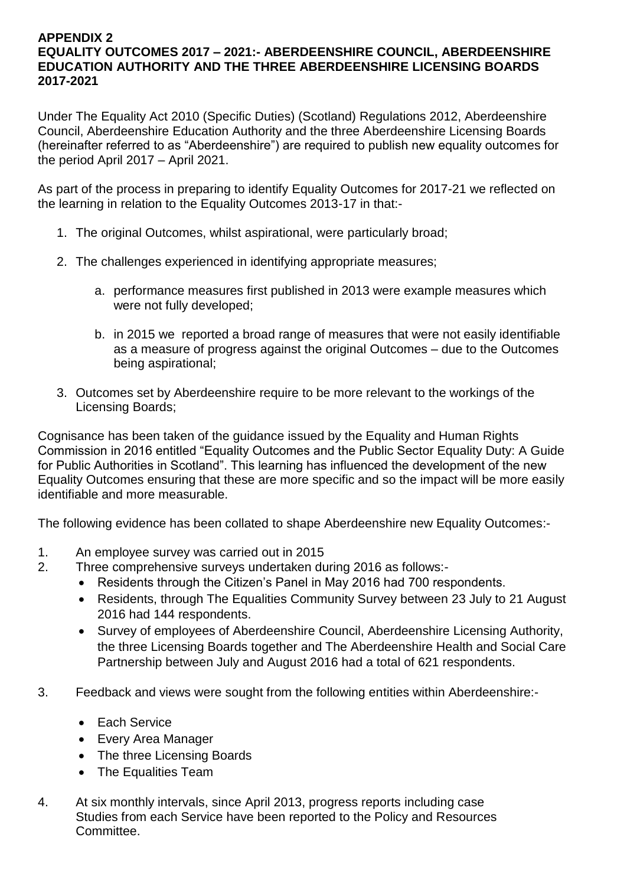**APPENDIX 2**
**EQUALITY OUTCOMES 2017 – 2021:- ABERDEENSHIRE COUNCIL, ABERDEENSHIRE EDUCATION AUTHORITY AND THE THREE ABERDEENSHIRE LICENSING BOARDS 2017-2021**

Under The Equality Act 2010 (Specific Duties) (Scotland) Regulations 2012, Aberdeenshire Council, Aberdeenshire Education Authority and the three Aberdeenshire Licensing Boards (hereinafter referred to as "Aberdeenshire") are required to publish new equality outcomes for the period April 2017 – April 2021.

As part of the process in preparing to identify Equality Outcomes for 2017-21 we reflected on the learning in relation to the Equality Outcomes 2013-17 in that:-

1. The original Outcomes, whilst aspirational, were particularly broad;
2. The challenges experienced in identifying appropriate measures;
    a. performance measures first published in 2013 were example measures which were not fully developed;
    b. in 2015 we reported a broad range of measures that were not easily identifiable as a measure of progress against the original Outcomes – due to the Outcomes being aspirational;
3. Outcomes set by Aberdeenshire require to be more relevant to the workings of the Licensing Boards;

Cognisance has been taken of the guidance issued by the Equality and Human Rights Commission in 2016 entitled "Equality Outcomes and the Public Sector Equality Duty: A Guide for Public Authorities in Scotland". This learning has influenced the development of the new Equality Outcomes ensuring that these are more specific and so the impact will be more easily identifiable and more measurable.

The following evidence has been collated to shape Aberdeenshire new Equality Outcomes:-

1. An employee survey was carried out in 2015
2. Three comprehensive surveys undertaken during 2016 as follows:-
    - Residents through the Citizen's Panel in May 2016 had 700 respondents.
    - Residents, through The Equalities Community Survey between 23 July to 21 August 2016 had 144 respondents.
    - Survey of employees of Aberdeenshire Council, Aberdeenshire Licensing Authority, the three Licensing Boards together and The Aberdeenshire Health and Social Care Partnership between July and August 2016 had a total of 621 respondents.
3. Feedback and views were sought from the following entities within Aberdeenshire:-
    - Each Service
    - Every Area Manager
    - The three Licensing Boards
    - The Equalities Team
4. At six monthly intervals, since April 2013, progress reports including case Studies from each Service have been reported to the Policy and Resources Committee.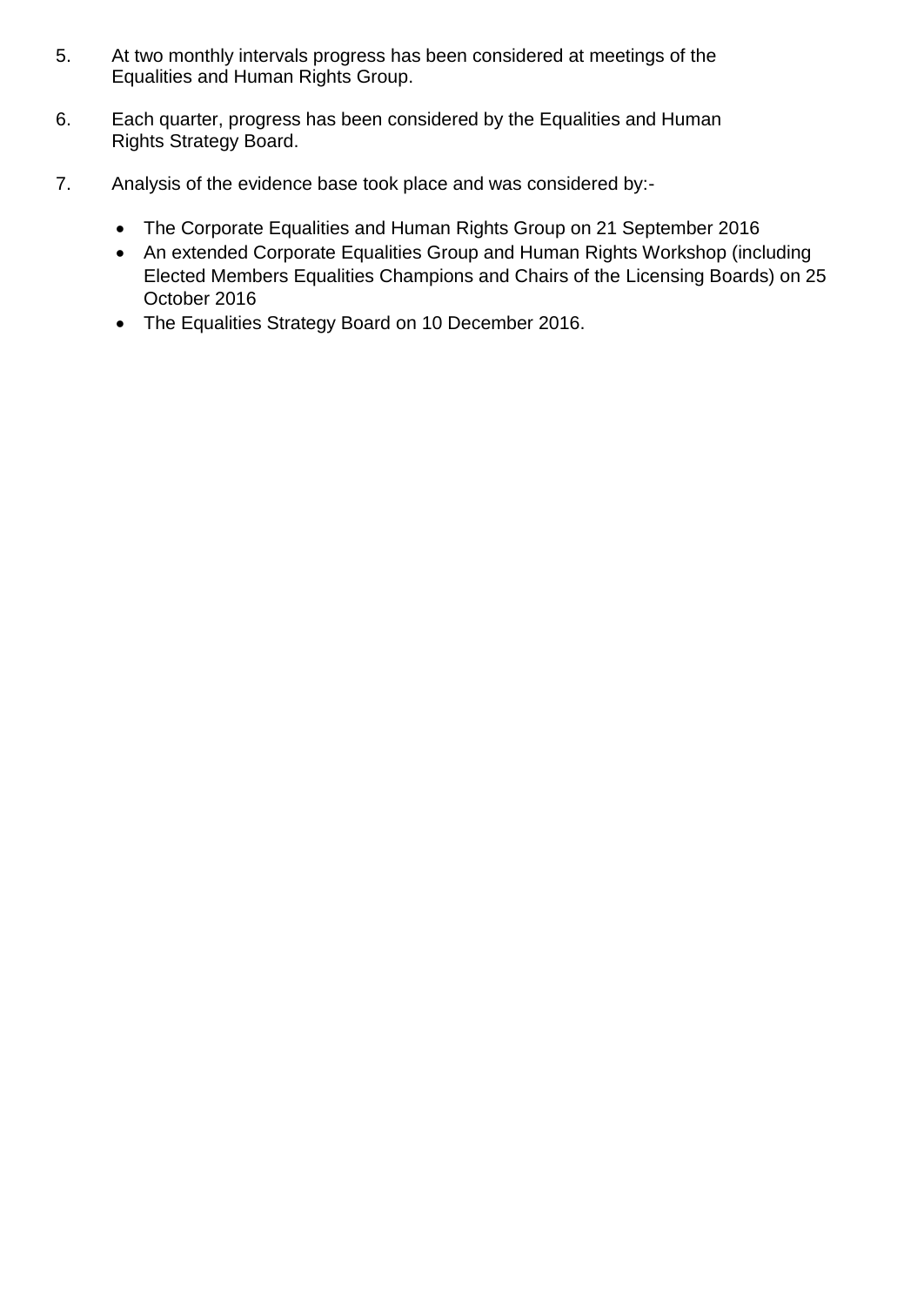5. At two monthly intervals progress has been considered at meetings of the Equalities and Human Rights Group.

6. Each quarter, progress has been considered by the Equalities and Human Rights Strategy Board.

7. Analysis of the evidence base took place and was considered by:-

   - The Corporate Equalities and Human Rights Group on 21 September 2016
   - An extended Corporate Equalities Group and Human Rights Workshop (including Elected Members Equalities Champions and Chairs of the Licensing Boards) on 25 October 2016
   - The Equalities Strategy Board on 10 December 2016.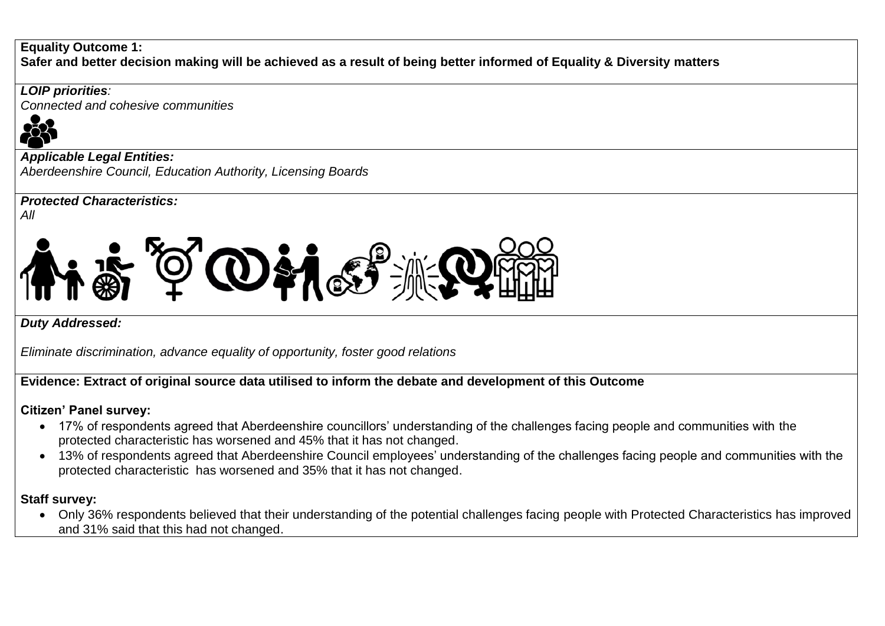**Equality Outcome 1:**
**Safer and better decision making will be achieved as a result of being better informed of Equality & Diversity matters**

***LOIP priorities**:*
*Connected and cohesive communities*

***Applicable Legal Entities:***
*Aberdeenshire Council, Education Authority, Licensing Boards*

***Protected Characteristics:***
*All*

***Duty Addressed:***

*Eliminate discrimination, advance equality of opportunity, foster good relations*

**Evidence: Extract of original source data utilised to inform the debate and development of this Outcome**

**Citizen' Panel survey:**

- 17% of respondents agreed that Aberdeenshire councillors' understanding of the challenges facing people and communities with the protected characteristic has worsened and 45% that it has not changed.
- 13% of respondents agreed that Aberdeenshire Council employees' understanding of the challenges facing people and communities with the protected characteristic has worsened and 35% that it has not changed.

**Staff survey:**

- Only 36% respondents believed that their understanding of the potential challenges facing people with Protected Characteristics has improved and 31% said that this had not changed.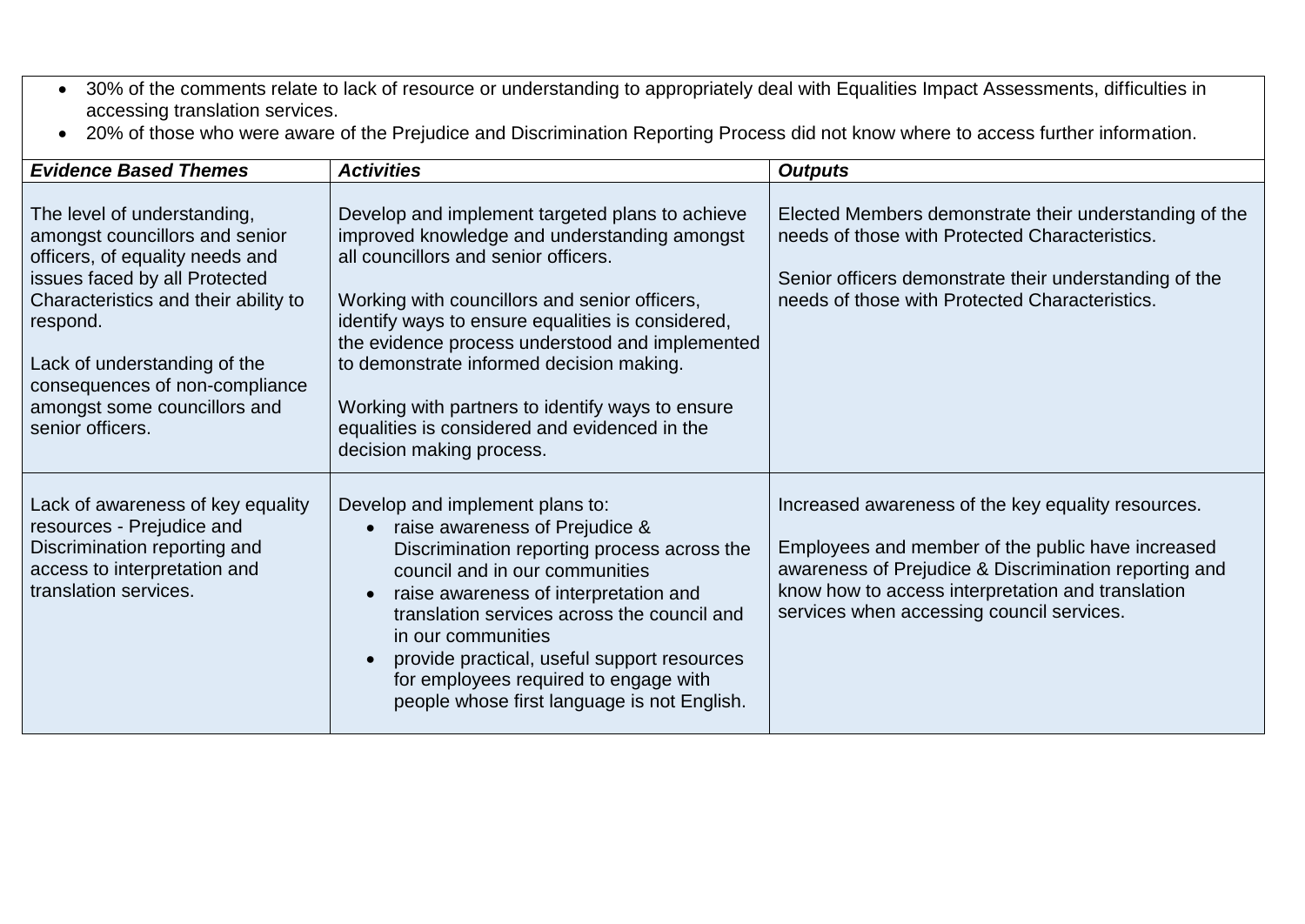- 30% of the comments relate to lack of resource or understanding to appropriately deal with Equalities Impact Assessments, difficulties in accessing translation services.
- 20% of those who were aware of the Prejudice and Discrimination Reporting Process did not know where to access further information.

| ***Evidence Based Themes*** | ***Activities*** | ***Outputs*** |
|---|---|---|
| The level of understanding, amongst councillors and senior officers, of equality needs and issues faced by all Protected Characteristics and their ability to respond.<br><br>Lack of understanding of the consequences of non-compliance amongst some councillors and senior officers. | Develop and implement targeted plans to achieve improved knowledge and understanding amongst all councillors and senior officers.<br><br>Working with councillors and senior officers, identify ways to ensure equalities is considered, the evidence process understood and implemented to demonstrate informed decision making.<br><br>Working with partners to identify ways to ensure equalities is considered and evidenced in the decision making process. | Elected Members demonstrate their understanding of the needs of those with Protected Characteristics.<br><br>Senior officers demonstrate their understanding of the needs of those with Protected Characteristics. |
| Lack of awareness of key equality resources - Prejudice and Discrimination reporting and access to interpretation and translation services. | Develop and implement plans to:<br>• raise awareness of Prejudice & Discrimination reporting process across the council and in our communities<br>• raise awareness of interpretation and translation services across the council and in our communities<br>• provide practical, useful support resources for employees required to engage with people whose first language is not English. | Increased awareness of the key equality resources.<br><br>Employees and member of the public have increased awareness of Prejudice & Discrimination reporting and know how to access interpretation and translation services when accessing council services. |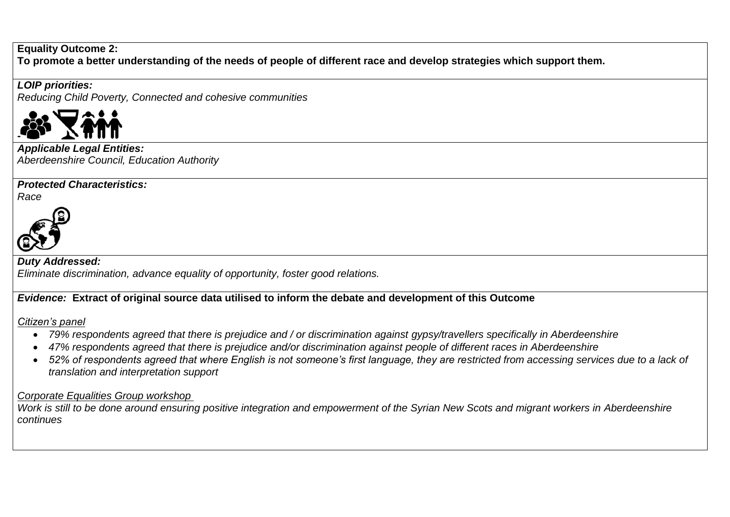**Equality Outcome 2:**
**To promote a better understanding of the needs of people of different race and develop strategies which support them.**

***LOIP priorities:***
*Reducing Child Poverty, Connected and cohesive communities*

-

***Applicable Legal Entities:***
*Aberdeenshire Council, Education Authority*

***Protected Characteristics:***
*Race*

***Duty Addressed:***
*Eliminate discrimination, advance equality of opportunity, foster good relations.*

***Evidence:*** **Extract of original source data utilised to inform the debate and development of this Outcome**

*Citizen's panel*

- *79% respondents agreed that there is prejudice and / or discrimination against gypsy/travellers specifically in Aberdeenshire*
- *47% respondents agreed that there is prejudice and/or discrimination against people of different races in Aberdeenshire*
- *52% of respondents agreed that where English is not someone's first language, they are restricted from accessing services due to a lack of translation and interpretation support*

*Corporate Equalities Group workshop*

*Work is still to be done around ensuring positive integration and empowerment of the Syrian New Scots and migrant workers in Aberdeenshire continues*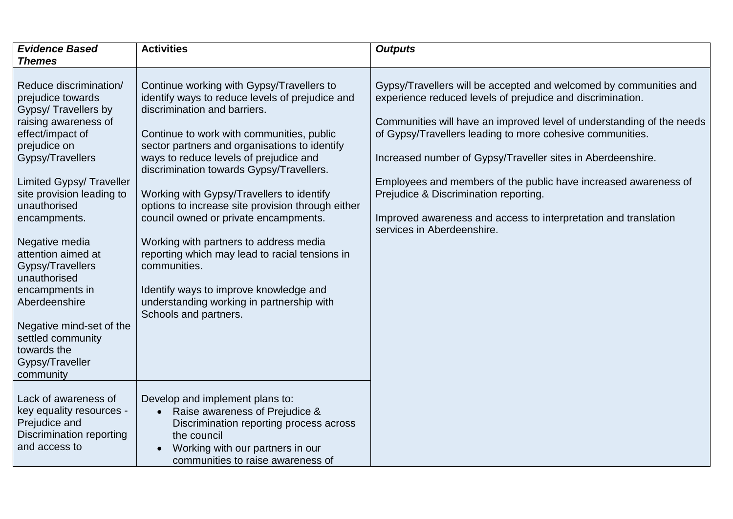| *Evidence Based Themes* | Activities | *Outputs* |
|---|---|---|
| Reduce discrimination/ prejudice towards Gypsy/ Travellers by raising awareness of effect/impact of prejudice on Gypsy/Travellers<br><br>Limited Gypsy/ Traveller site provision leading to unauthorised encampments.<br><br>Negative media attention aimed at Gypsy/Travellers unauthorised encampments in Aberdeenshire<br><br>Negative mind-set of the settled community towards the Gypsy/Traveller community | Continue working with Gypsy/Travellers to identify ways to reduce levels of prejudice and discrimination and barriers.<br><br>Continue to work with communities, public sector partners and organisations to identify ways to reduce levels of prejudice and discrimination towards Gypsy/Travellers.<br><br>Working with Gypsy/Travellers to identify options to increase site provision through either council owned or private encampments.<br><br>Working with partners to address media reporting which may lead to racial tensions in communities.<br><br>Identify ways to improve knowledge and understanding working in partnership with Schools and partners. | Gypsy/Travellers will be accepted and welcomed by communities and experience reduced levels of prejudice and discrimination.<br><br>Communities will have an improved level of understanding of the needs of Gypsy/Travellers leading to more cohesive communities.<br><br>Increased number of Gypsy/Traveller sites in Aberdeenshire.<br><br>Employees and members of the public have increased awareness of Prejudice & Discrimination reporting.<br><br>Improved awareness and access to interpretation and translation services in Aberdeenshire. |
| Lack of awareness of key equality resources - Prejudice and Discrimination reporting and access to | Develop and implement plans to:<br>• Raise awareness of Prejudice & Discrimination reporting process across the council<br>• Working with our partners in our communities to raise awareness of | |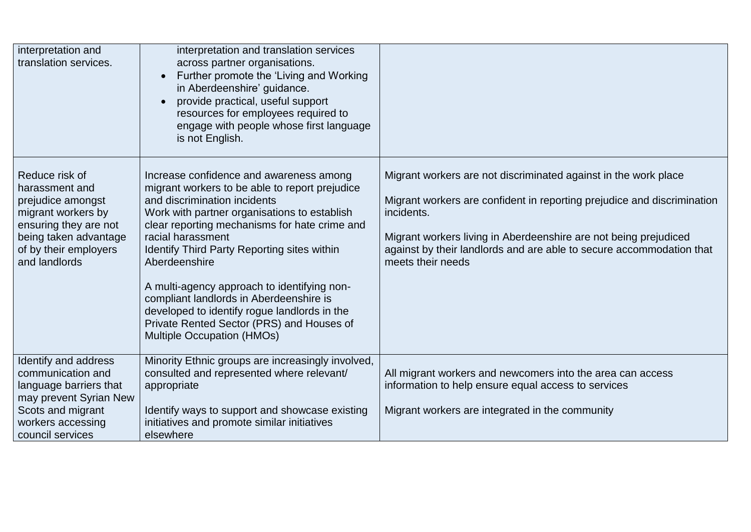| | | |
|---|---|---|
| interpretation and translation services. | interpretation and translation services across partner organisations.<br>• Further promote the 'Living and Working in Aberdeenshire' guidance.<br>• provide practical, useful support resources for employees required to engage with people whose first language is not English. | |
| Reduce risk of harassment and prejudice amongst migrant workers by ensuring they are not being taken advantage of by their employers and landlords | Increase confidence and awareness among migrant workers to be able to report prejudice and discrimination incidents<br>Work with partner organisations to establish clear reporting mechanisms for hate crime and racial harassment<br>Identify Third Party Reporting sites within Aberdeenshire<br><br>A multi-agency approach to identifying non-compliant landlords in Aberdeenshire is developed to identify rogue landlords in the Private Rented Sector (PRS) and Houses of Multiple Occupation (HMOs) | Migrant workers are not discriminated against in the work place<br><br>Migrant workers are confident in reporting prejudice and discrimination incidents.<br><br>Migrant workers living in Aberdeenshire are not being prejudiced against by their landlords and are able to secure accommodation that meets their needs |
| Identify and address communication and language barriers that may prevent Syrian New Scots and migrant workers accessing council services | Minority Ethnic groups are increasingly involved, consulted and represented where relevant/ appropriate<br><br>Identify ways to support and showcase existing initiatives and promote similar initiatives elsewhere | All migrant workers and newcomers into the area can access information to help ensure equal access to services<br><br>Migrant workers are integrated in the community |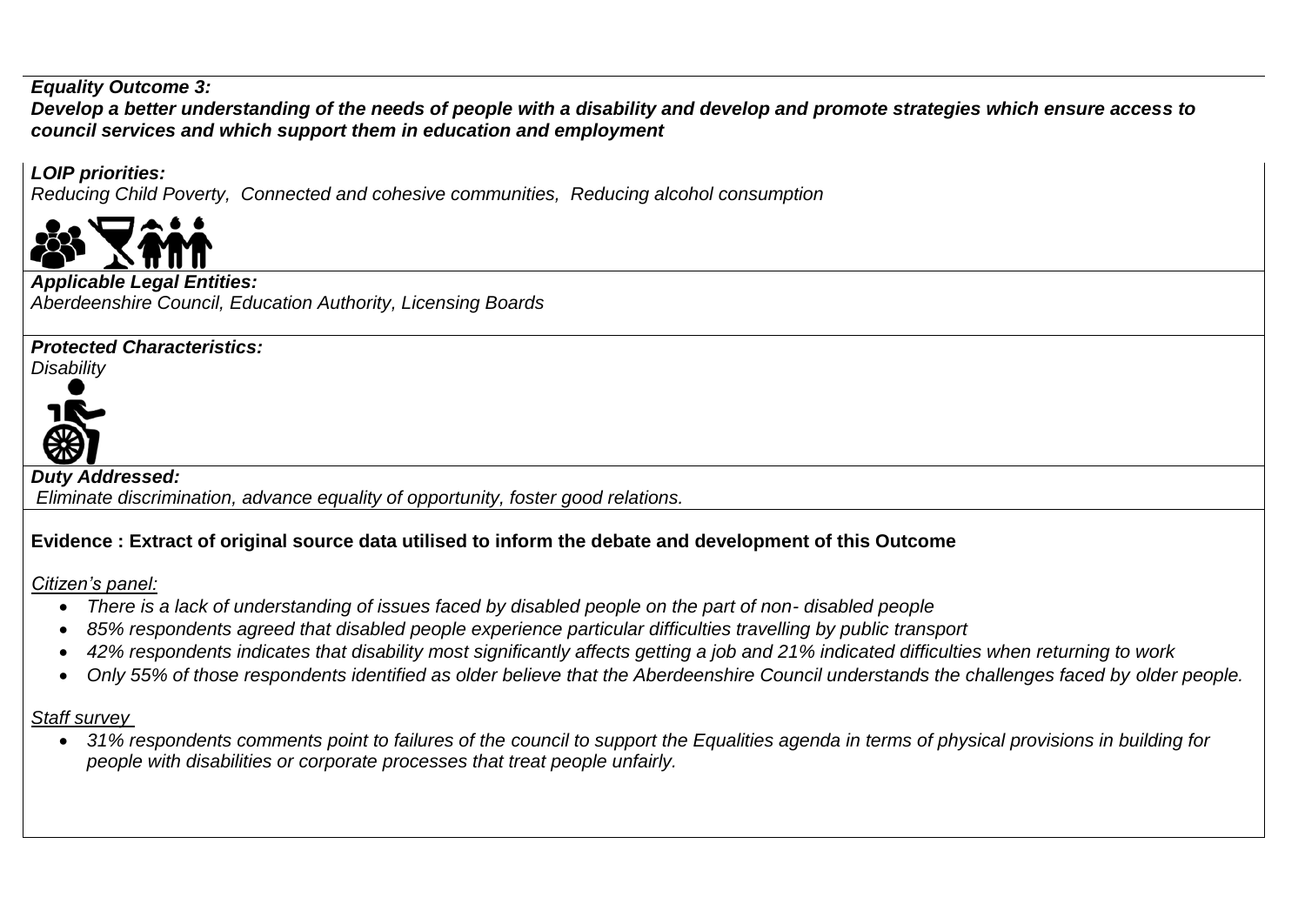***Equality Outcome 3:***
***Develop a better understanding of the needs of people with a disability and develop and promote strategies which ensure access to council services and which support them in education and employment***

***LOIP priorities:***
*Reducing Child Poverty, Connected and cohesive communities, Reducing alcohol consumption*

***Applicable Legal Entities:***
*Aberdeenshire Council, Education Authority, Licensing Boards*

***Protected Characteristics:***
*Disability*

***Duty Addressed:***
*Eliminate discrimination, advance equality of opportunity, foster good relations.*

**Evidence : Extract of original source data utilised to inform the debate and development of this Outcome**

*Citizen's panel:*

- *There is a lack of understanding of issues faced by disabled people on the part of non- disabled people*
- *85% respondents agreed that disabled people experience particular difficulties travelling by public transport*
- *42% respondents indicates that disability most significantly affects getting a job and 21% indicated difficulties when returning to work*
- *Only 55% of those respondents identified as older believe that the Aberdeenshire Council understands the challenges faced by older people.*

*Staff survey*

- *31% respondents comments point to failures of the council to support the Equalities agenda in terms of physical provisions in building for people with disabilities or corporate processes that treat people unfairly.*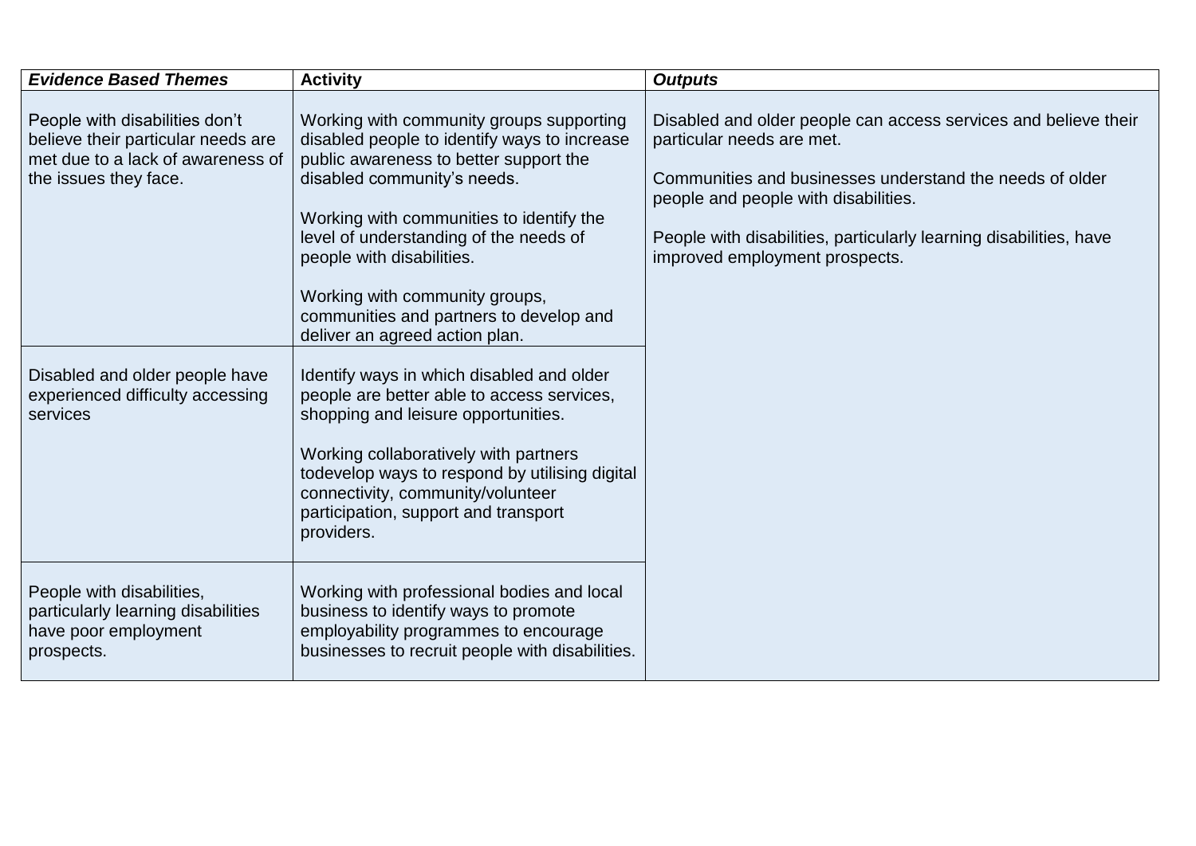| *Evidence Based Themes* | **Activity** | *Outputs* |
|---|---|---|
| People with disabilities don't believe their particular needs are met due to a lack of awareness of the issues they face. | Working with community groups supporting disabled people to identify ways to increase public awareness to better support the disabled community's needs.<br><br>Working with communities to identify the level of understanding of the needs of people with disabilities.<br><br>Working with community groups, communities and partners to develop and deliver an agreed action plan. | Disabled and older people can access services and believe their particular needs are met.<br><br>Communities and businesses understand the needs of older people and people with disabilities.<br><br>People with disabilities, particularly learning disabilities, have improved employment prospects. |
| Disabled and older people have experienced difficulty accessing services | Identify ways in which disabled and older people are better able to access services, shopping and leisure opportunities.<br><br>Working collaboratively with partners todevelop ways to respond by utilising digital connectivity, community/volunteer participation, support and transport providers. | |
| People with disabilities, particularly learning disabilities have poor employment prospects. | Working with professional bodies and local business to identify ways to promote employability programmes to encourage businesses to recruit people with disabilities. | |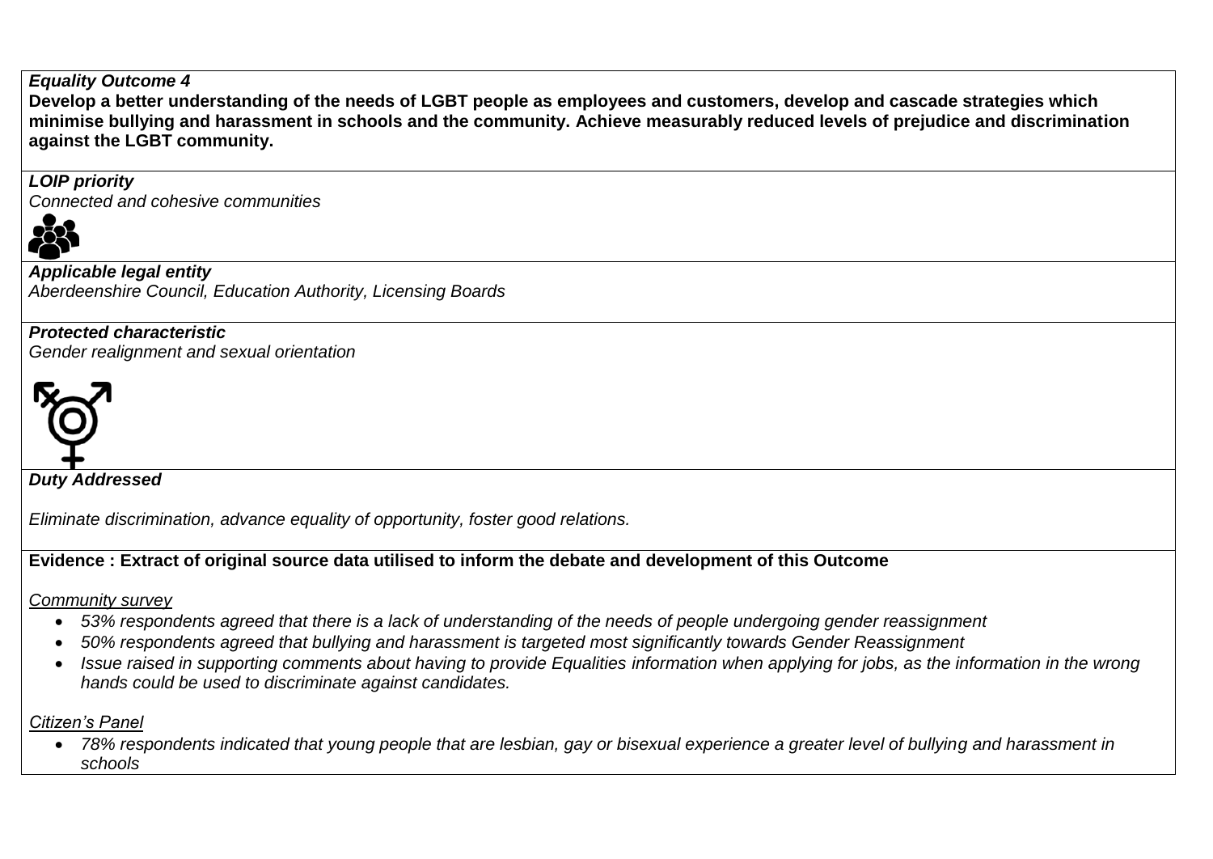***Equality Outcome 4***

**Develop a better understanding of the needs of LGBT people as employees and customers, develop and cascade strategies which minimise bullying and harassment in schools and the community. Achieve measurably reduced levels of prejudice and discrimination against the LGBT community.**

***LOIP priority***

*Connected and cohesive communities*

***Applicable legal entity***

*Aberdeenshire Council, Education Authority, Licensing Boards*

***Protected characteristic***

*Gender realignment and sexual orientation*

***Duty Addressed***

*Eliminate discrimination, advance equality of opportunity, foster good relations.*

**Evidence : Extract of original source data utilised to inform the debate and development of this Outcome**

*Community survey*

- *53% respondents agreed that there is a lack of understanding of the needs of people undergoing gender reassignment*
- *50% respondents agreed that bullying and harassment is targeted most significantly towards Gender Reassignment*
- *Issue raised in supporting comments about having to provide Equalities information when applying for jobs, as the information in the wrong hands could be used to discriminate against candidates.*

*Citizen's Panel*

- *78% respondents indicated that young people that are lesbian, gay or bisexual experience a greater level of bullying and harassment in schools*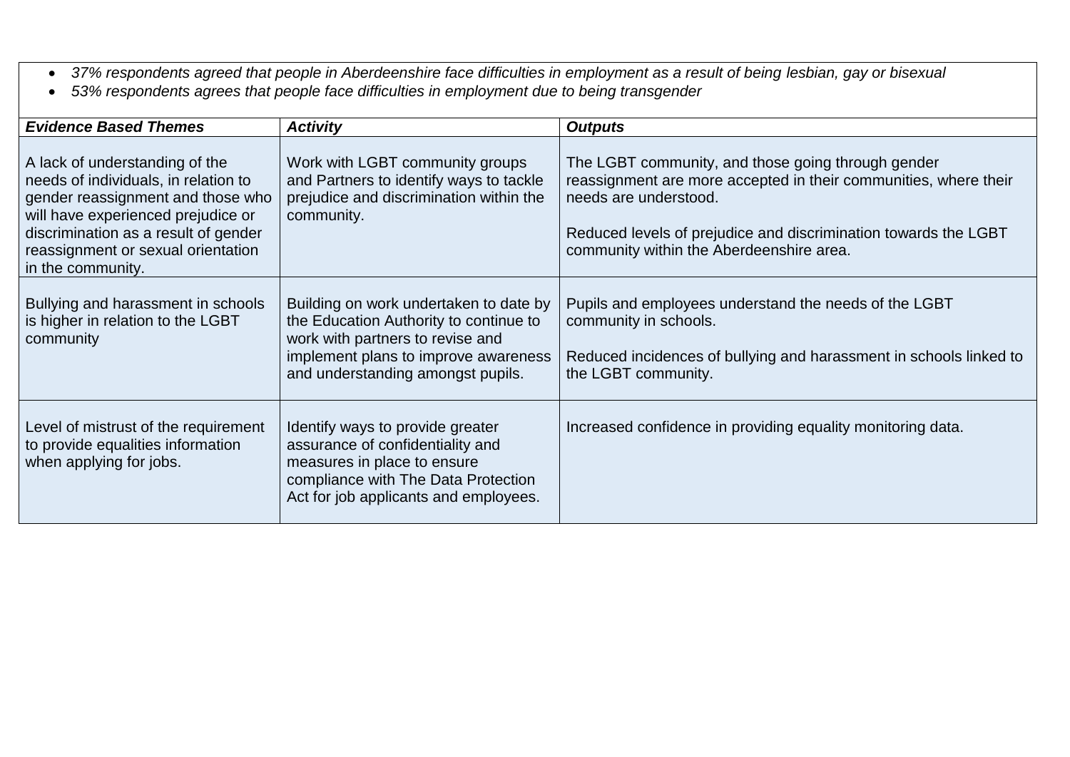- *37% respondents agreed that people in Aberdeenshire face difficulties in employment as a result of being lesbian, gay or bisexual*
- *53% respondents agrees that people face difficulties in employment due to being transgender*

| ***Evidence Based Themes*** | ***Activity*** | ***Outputs*** |
|---|---|---|
| A lack of understanding of the needs of individuals, in relation to gender reassignment and those who will have experienced prejudice or discrimination as a result of gender reassignment or sexual orientation in the community. | Work with LGBT community groups and Partners to identify ways to tackle prejudice and discrimination within the community. | The LGBT community, and those going through gender reassignment are more accepted in their communities, where their needs are understood.<br><br>Reduced levels of prejudice and discrimination towards the LGBT community within the Aberdeenshire area. |
| Bullying and harassment in schools is higher in relation to the LGBT community | Building on work undertaken to date by the Education Authority to continue to work with partners to revise and implement plans to improve awareness and understanding amongst pupils. | Pupils and employees understand the needs of the LGBT community in schools.<br><br>Reduced incidences of bullying and harassment in schools linked to the LGBT community. |
| Level of mistrust of the requirement to provide equalities information when applying for jobs. | Identify ways to provide greater assurance of confidentiality and measures in place to ensure compliance with The Data Protection Act for job applicants and employees. | Increased confidence in providing equality monitoring data. |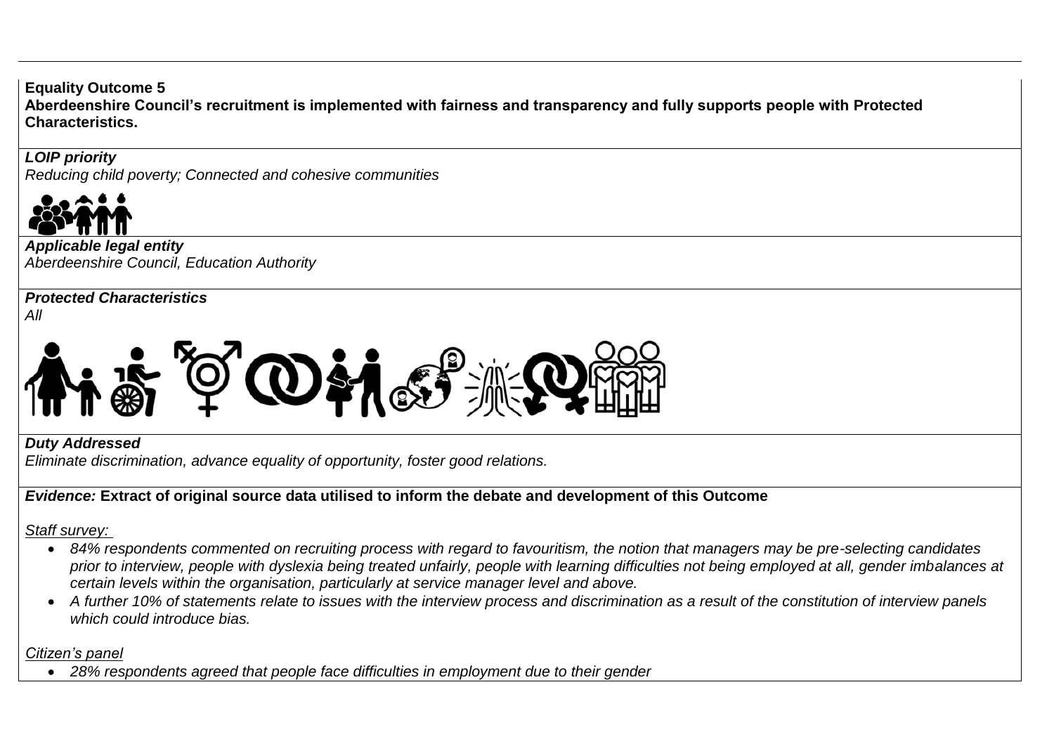**Equality Outcome 5**

**Aberdeenshire Council's recruitment is implemented with fairness and transparency and fully supports people with Protected Characteristics.**

***LOIP priority***

*Reducing child poverty; Connected and cohesive communities*

***Applicable legal entity***

*Aberdeenshire Council, Education Authority*

***Protected Characteristics***

*All*

***Duty Addressed***

*Eliminate discrimination, advance equality of opportunity, foster good relations.*

***Evidence:*** **Extract of original source data utilised to inform the debate and development of this Outcome**

*Staff survey:*

- *84% respondents commented on recruiting process with regard to favouritism, the notion that managers may be pre-selecting candidates prior to interview, people with dyslexia being treated unfairly, people with learning difficulties not being employed at all, gender imbalances at certain levels within the organisation, particularly at service manager level and above.*
- *A further 10% of statements relate to issues with the interview process and discrimination as a result of the constitution of interview panels which could introduce bias.*

*Citizen's panel*

- *28% respondents agreed that people face difficulties in employment due to their gender*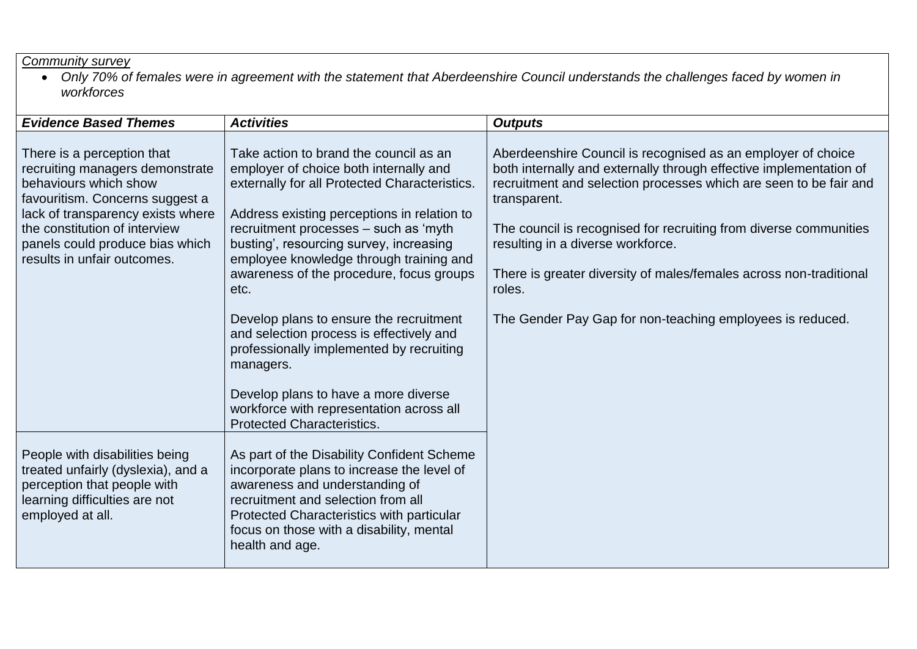*Community survey*

- *Only 70% of females were in agreement with the statement that Aberdeenshire Council understands the challenges faced by women in workforces*

| ***Evidence Based Themes*** | ***Activities*** | ***Outputs*** |
|---|---|---|
| There is a perception that recruiting managers demonstrate behaviours which show favouritism. Concerns suggest a lack of transparency exists where the constitution of interview panels could produce bias which results in unfair outcomes. | Take action to brand the council as an employer of choice both internally and externally for all Protected Characteristics.<br><br>Address existing perceptions in relation to recruitment processes – such as 'myth busting', resourcing survey, increasing employee knowledge through training and awareness of the procedure, focus groups etc.<br><br>Develop plans to ensure the recruitment and selection process is effectively and professionally implemented by recruiting managers.<br><br>Develop plans to have a more diverse workforce with representation across all Protected Characteristics. | Aberdeenshire Council is recognised as an employer of choice both internally and externally through effective implementation of recruitment and selection processes which are seen to be fair and transparent.<br><br>The council is recognised for recruiting from diverse communities resulting in a diverse workforce.<br><br>There is greater diversity of males/females across non-traditional roles.<br><br>The Gender Pay Gap for non-teaching employees is reduced. |
| People with disabilities being treated unfairly (dyslexia), and a perception that people with learning difficulties are not employed at all. | As part of the Disability Confident Scheme incorporate plans to increase the level of awareness and understanding of recruitment and selection from all Protected Characteristics with particular focus on those with a disability, mental health and age. | |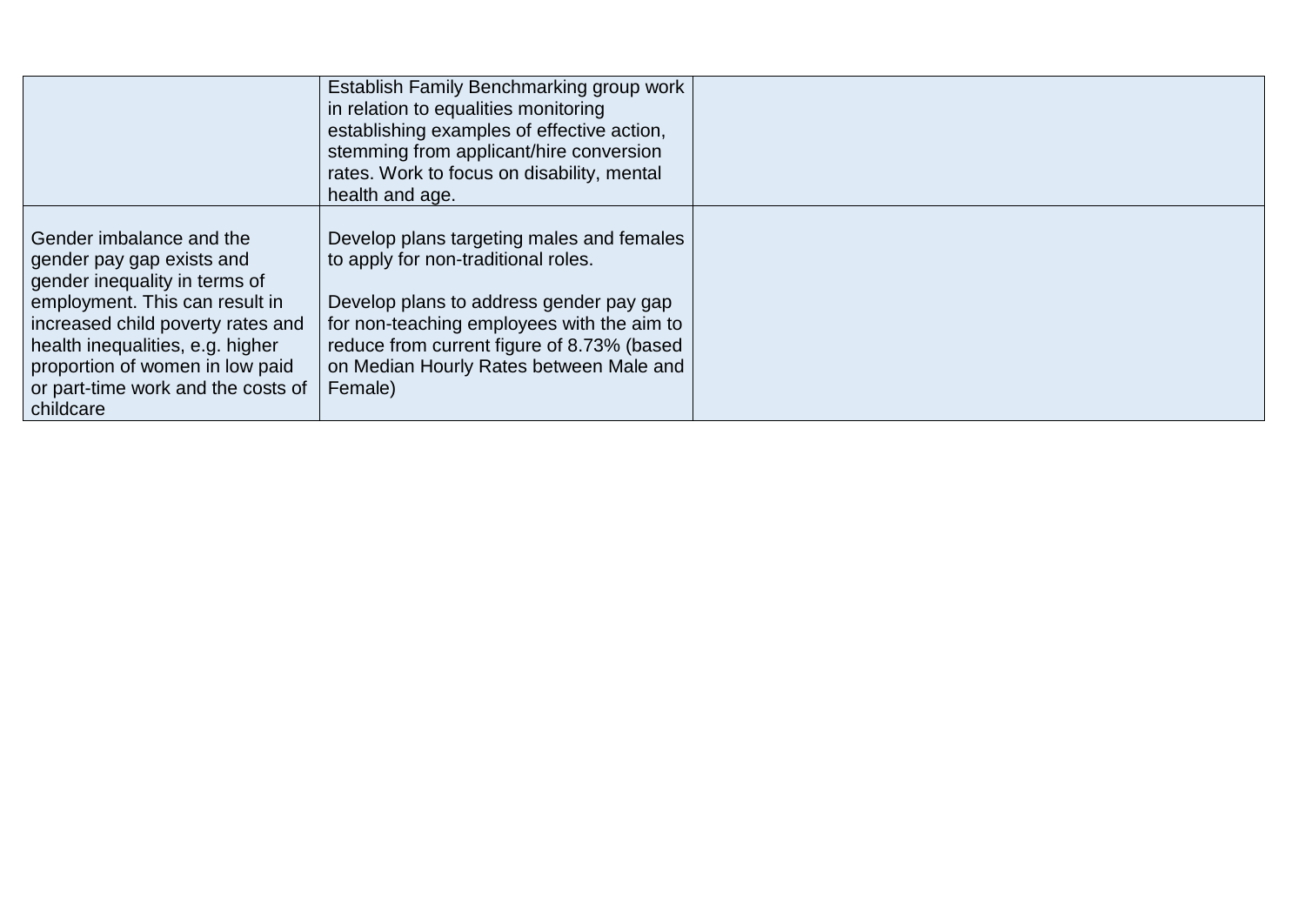| | | |
|---|---|---|
| | Establish Family Benchmarking group work in relation to equalities monitoring establishing examples of effective action, stemming from applicant/hire conversion rates. Work to focus on disability, mental health and age. | |
| Gender imbalance and the gender pay gap exists and gender inequality in terms of employment. This can result in increased child poverty rates and health inequalities, e.g. higher proportion of women in low paid or part-time work and the costs of childcare | Develop plans targeting males and females to apply for non-traditional roles.<br><br>Develop plans to address gender pay gap for non-teaching employees with the aim to reduce from current figure of 8.73% (based on Median Hourly Rates between Male and Female) | |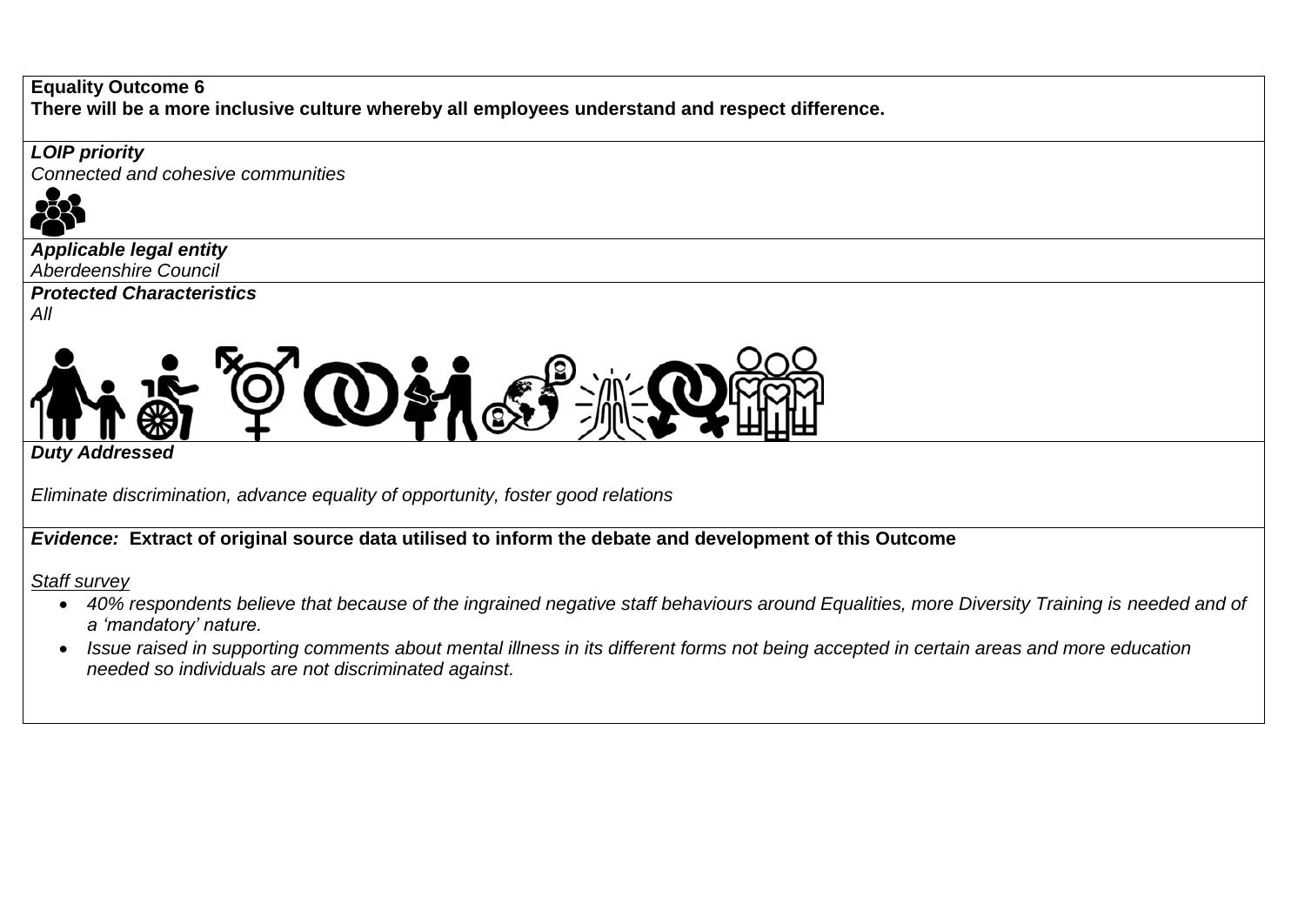**Equality Outcome 6**
**There will be a more inclusive culture whereby all employees understand and respect difference.**

***LOIP priority***
*Connected and cohesive communities*

***Applicable legal entity***
*Aberdeenshire Council*

***Protected Characteristics***
*All*

***Duty Addressed***

*Eliminate discrimination, advance equality of opportunity, foster good relations*

***Evidence:*** **Extract of original source data utilised to inform the debate and development of this Outcome**

*Staff survey*

- *40% respondents believe that because of the ingrained negative staff behaviours around Equalities, more Diversity Training is needed and of a 'mandatory' nature.*
- *Issue raised in supporting comments about mental illness in its different forms not being accepted in certain areas and more education needed so individuals are not discriminated against.*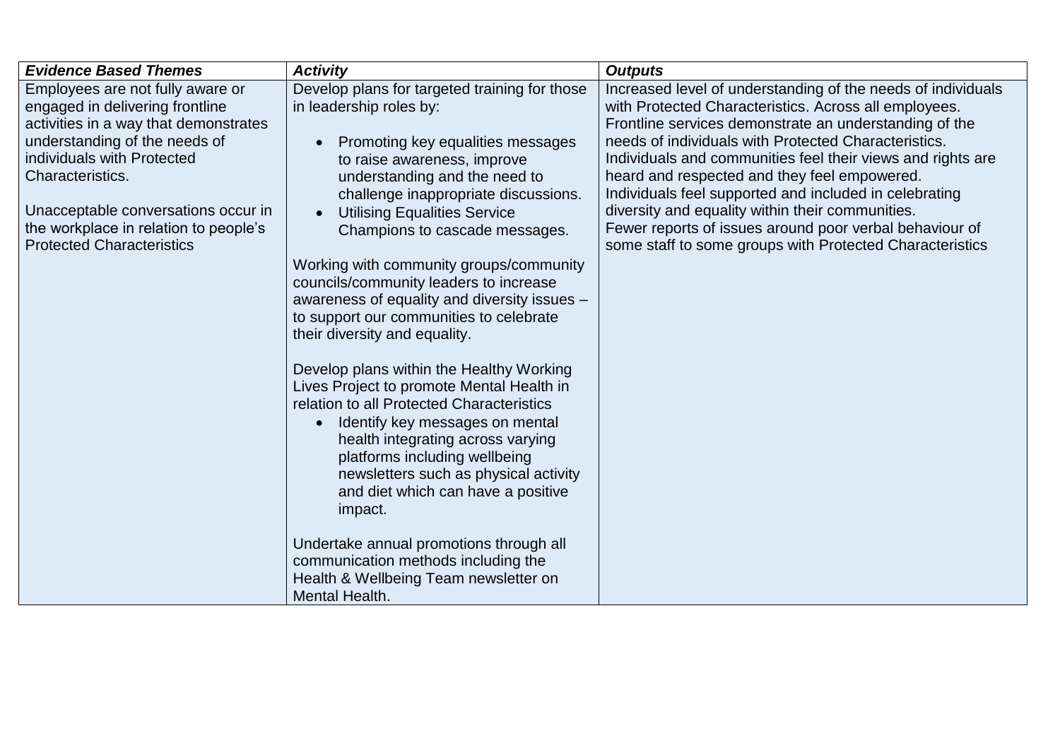| ***Evidence Based Themes*** | ***Activity*** | ***Outputs*** |
|---|---|---|
| Employees are not fully aware or engaged in delivering frontline activities in a way that demonstrates understanding of the needs of individuals with Protected Characteristics.<br><br>Unacceptable conversations occur in the workplace in relation to people's Protected Characteristics | Develop plans for targeted training for those in leadership roles by:<br><br>• Promoting key equalities messages to raise awareness, improve understanding and the need to challenge inappropriate discussions.<br>• Utilising Equalities Service Champions to cascade messages.<br><br>Working with community groups/community councils/community leaders to increase awareness of equality and diversity issues – to support our communities to celebrate their diversity and equality.<br><br>Develop plans within the Healthy Working Lives Project to promote Mental Health in relation to all Protected Characteristics<br>• Identify key messages on mental health integrating across varying platforms including wellbeing newsletters such as physical activity and diet which can have a positive impact.<br><br>Undertake annual promotions through all communication methods including the Health & Wellbeing Team newsletter on Mental Health. | Increased level of understanding of the needs of individuals with Protected Characteristics. Across all employees.<br>Frontline services demonstrate an understanding of the needs of individuals with Protected Characteristics.<br>Individuals and communities feel their views and rights are heard and respected and they feel empowered.<br>Individuals feel supported and included in celebrating diversity and equality within their communities.<br>Fewer reports of issues around poor verbal behaviour of some staff to some groups with Protected Characteristics |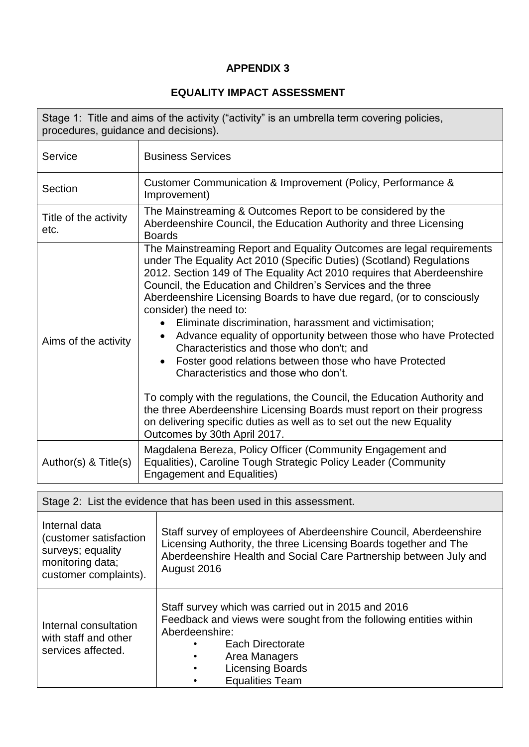**APPENDIX 3**

**EQUALITY IMPACT ASSESSMENT**

| Stage 1: Title and aims of the activity ("activity" is an umbrella term covering policies, procedures, guidance and decisions). | |
|---|---|
| Service | Business Services |
| Section | Customer Communication & Improvement (Policy, Performance & Improvement) |
| Title of the activity etc. | The Mainstreaming & Outcomes Report to be considered by the Aberdeenshire Council, the Education Authority and three Licensing Boards |
| Aims of the activity | The Mainstreaming Report and Equality Outcomes are legal requirements under The Equality Act 2010 (Specific Duties) (Scotland) Regulations 2012. Section 149 of The Equality Act 2010 requires that Aberdeenshire Council, the Education and Children's Services and the three Aberdeenshire Licensing Boards to have due regard, (or to consciously consider) the need to:<br>• Eliminate discrimination, harassment and victimisation;<br>• Advance equality of opportunity between those who have Protected Characteristics and those who don't; and<br>• Foster good relations between those who have Protected Characteristics and those who don't.<br><br>To comply with the regulations, the Council, the Education Authority and the three Aberdeenshire Licensing Boards must report on their progress on delivering specific duties as well as to set out the new Equality Outcomes by 30th April 2017. |
| Author(s) & Title(s) | Magdalena Bereza, Policy Officer (Community Engagement and Equalities), Caroline Tough Strategic Policy Leader (Community Engagement and Equalities) |

| Stage 2: List the evidence that has been used in this assessment. | |
|---|---|
| Internal data (customer satisfaction surveys; equality monitoring data; customer complaints). | Staff survey of employees of Aberdeenshire Council, Aberdeenshire Licensing Authority, the three Licensing Boards together and The Aberdeenshire Health and Social Care Partnership between July and August 2016 |
| Internal consultation with staff and other services affected. | Staff survey which was carried out in 2015 and 2016<br>Feedback and views were sought from the following entities within Aberdeenshire:<br>• Each Directorate<br>• Area Managers<br>• Licensing Boards<br>• Equalities Team |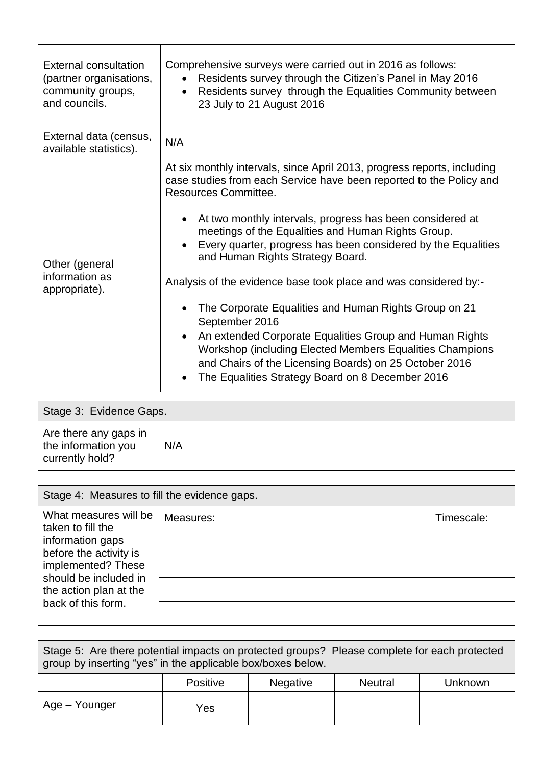| | |
|---|---|
| External consultation (partner organisations, community groups, and councils. | Comprehensive surveys were carried out in 2016 as follows:<br>• Residents survey through the Citizen's Panel in May 2016<br>• Residents survey through the Equalities Community between 23 July to 21 August 2016 |
| External data (census, available statistics). | N/A |
| Other (general information as appropriate). | At six monthly intervals, since April 2013, progress reports, including case studies from each Service have been reported to the Policy and Resources Committee.<br><br>• At two monthly intervals, progress has been considered at meetings of the Equalities and Human Rights Group.<br>• Every quarter, progress has been considered by the Equalities and Human Rights Strategy Board.<br><br>Analysis of the evidence base took place and was considered by:-<br><br>• The Corporate Equalities and Human Rights Group on 21 September 2016<br>• An extended Corporate Equalities Group and Human Rights Workshop (including Elected Members Equalities Champions and Chairs of the Licensing Boards) on 25 October 2016<br>• The Equalities Strategy Board on 8 December 2016 |

| Stage 3: Evidence Gaps. | |
|---|---|
| Are there any gaps in the information you currently hold? | N/A |

| Stage 4: Measures to fill the evidence gaps. | | |
|---|---|---|
| What measures will be taken to fill the information gaps before the activity is implemented? These should be included in the action plan at the back of this form. | Measures: | Timescale: |
| | | |
| | | |
| | | |
| | | |

| Stage 5: Are there potential impacts on protected groups? Please complete for each protected group by inserting "yes" in the applicable box/boxes below. | | | | |
|---|---|---|---|---|
| | Positive | Negative | Neutral | Unknown |
| Age – Younger | Yes | | | |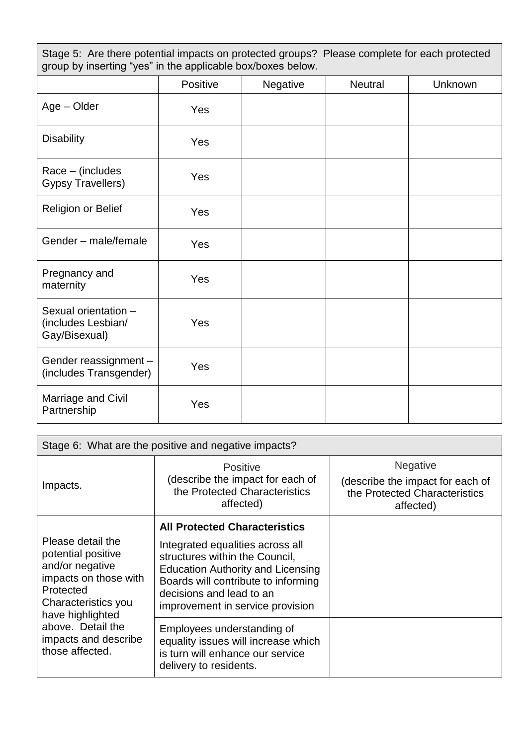| Stage 5: Are there potential impacts on protected groups? Please complete for each protected group by inserting "yes" in the applicable box/boxes below. | | | | |
|---|---|---|---|---|
| | Positive | Negative | Neutral | Unknown |
| Age – Older | Yes | | | |
| Disability | Yes | | | |
| Race – (includes Gypsy Travellers) | Yes | | | |
| Religion or Belief | Yes | | | |
| Gender – male/female | Yes | | | |
| Pregnancy and maternity | Yes | | | |
| Sexual orientation – (includes Lesbian/ Gay/Bisexual) | Yes | | | |
| Gender reassignment – (includes Transgender) | Yes | | | |
| Marriage and Civil Partnership | Yes | | | |

| Stage 6: What are the positive and negative impacts? | | |
|---|---|---|
| Impacts. | Positive (describe the impact for each of the Protected Characteristics affected) | Negative (describe the impact for each of the Protected Characteristics affected) |
| Please detail the potential positive and/or negative impacts on those with Protected Characteristics you have highlighted above. Detail the impacts and describe those affected. | **All Protected Characteristics** Integrated equalities across all structures within the Council, Education Authority and Licensing Boards will contribute to informing decisions and lead to an improvement in service provision | |
| | Employees understanding of equality issues will increase which is turn will enhance our service delivery to residents. | |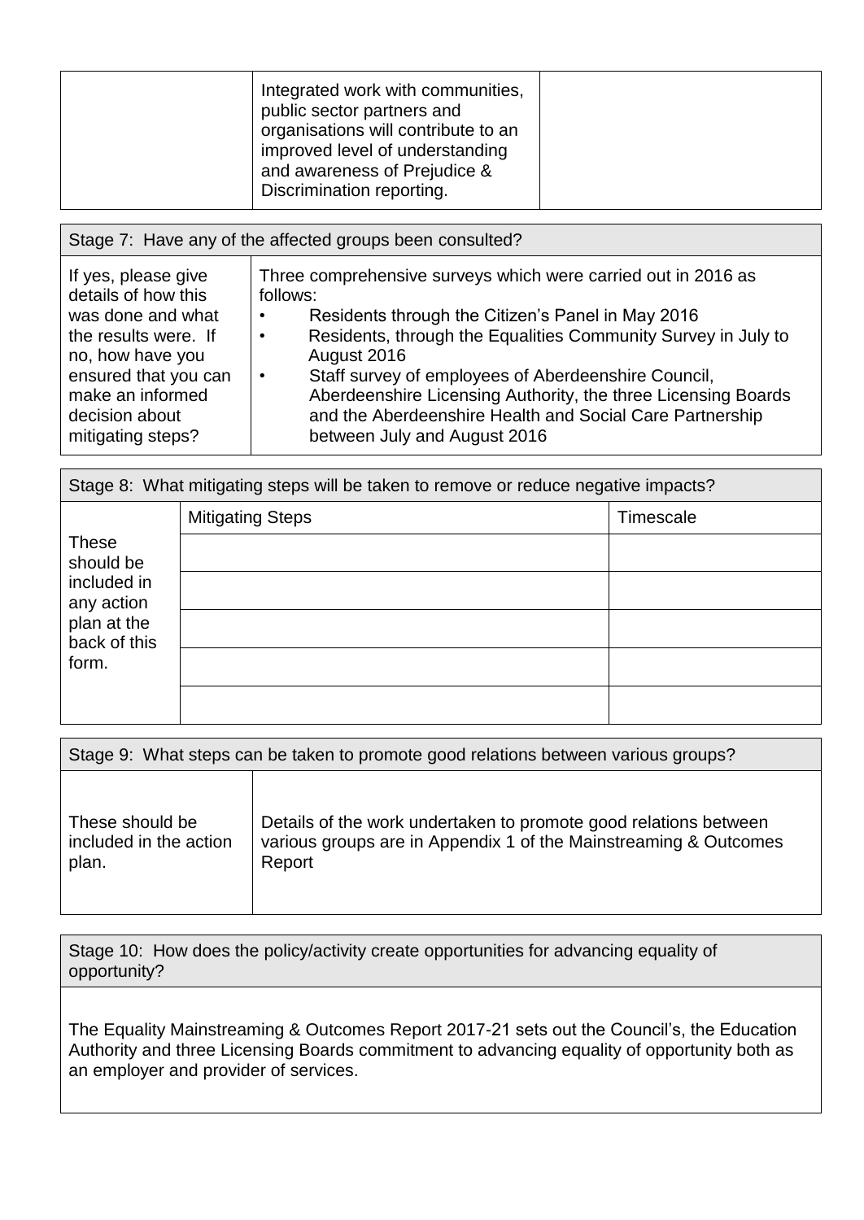| | | |
|---|---|---|
| | Integrated work with communities, public sector partners and organisations will contribute to an improved level of understanding and awareness of Prejudice & Discrimination reporting. | |

| Stage 7: Have any of the affected groups been consulted? | |
|---|---|
| If yes, please give details of how this was done and what the results were. If no, how have you ensured that you can make an informed decision about mitigating steps? | Three comprehensive surveys which were carried out in 2016 as follows:<br>• Residents through the Citizen's Panel in May 2016<br>• Residents, through the Equalities Community Survey in July to August 2016<br>• Staff survey of employees of Aberdeenshire Council, Aberdeenshire Licensing Authority, the three Licensing Boards and the Aberdeenshire Health and Social Care Partnership between July and August 2016 |

| Stage 8: What mitigating steps will be taken to remove or reduce negative impacts? | | |
|---|---|---|
| These should be included in any action plan at the back of this form. | Mitigating Steps | Timescale |
| | | |
| | | |
| | | |
| | | |
| | | |

| Stage 9: What steps can be taken to promote good relations between various groups? | |
|---|---|
| These should be included in the action plan. | Details of the work undertaken to promote good relations between various groups are in Appendix 1 of the Mainstreaming & Outcomes Report |

| Stage 10: How does the policy/activity create opportunities for advancing equality of opportunity? |
|---|
| The Equality Mainstreaming & Outcomes Report 2017-21 sets out the Council's, the Education Authority and three Licensing Boards commitment to advancing equality of opportunity both as an employer and provider of services. |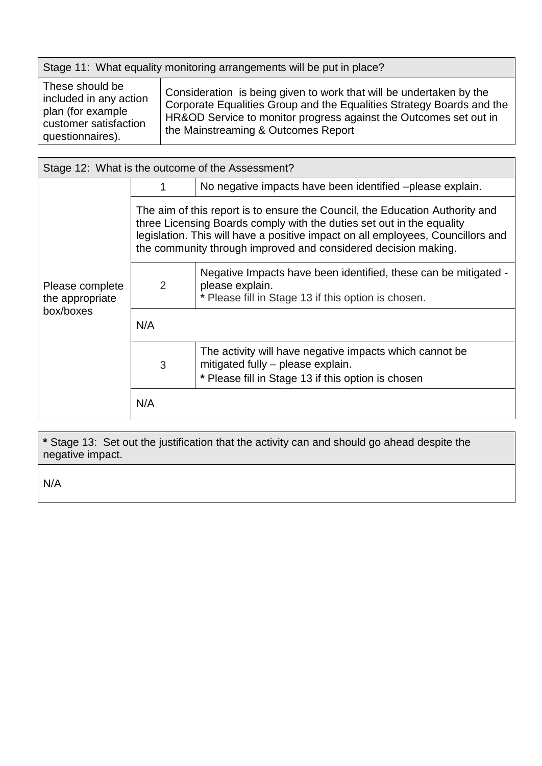| Stage 11: What equality monitoring arrangements will be put in place? | |
|---|---|
| These should be included in any action plan (for example customer satisfaction questionnaires). | Consideration is being given to work that will be undertaken by the Corporate Equalities Group and the Equalities Strategy Boards and the HR&OD Service to monitor progress against the Outcomes set out in the Mainstreaming & Outcomes Report |

| Stage 12: What is the outcome of the Assessment? | | |
|---|---|---|
| Please complete the appropriate box/boxes | 1 | No negative impacts have been identified –please explain. |
| | The aim of this report is to ensure the Council, the Education Authority and three Licensing Boards comply with the duties set out in the equality legislation. This will have a positive impact on all employees, Councillors and the community through improved and considered decision making. | |
| | 2 | Negative Impacts have been identified, these can be mitigated - please explain.<br>* Please fill in Stage 13 if this option is chosen. |
| | N/A | |
| | 3 | The activity will have negative impacts which cannot be mitigated fully – please explain.<br>* Please fill in Stage 13 if this option is chosen |
| | N/A | |

| * Stage 13: Set out the justification that the activity can and should go ahead despite the negative impact. |
|---|
| N/A |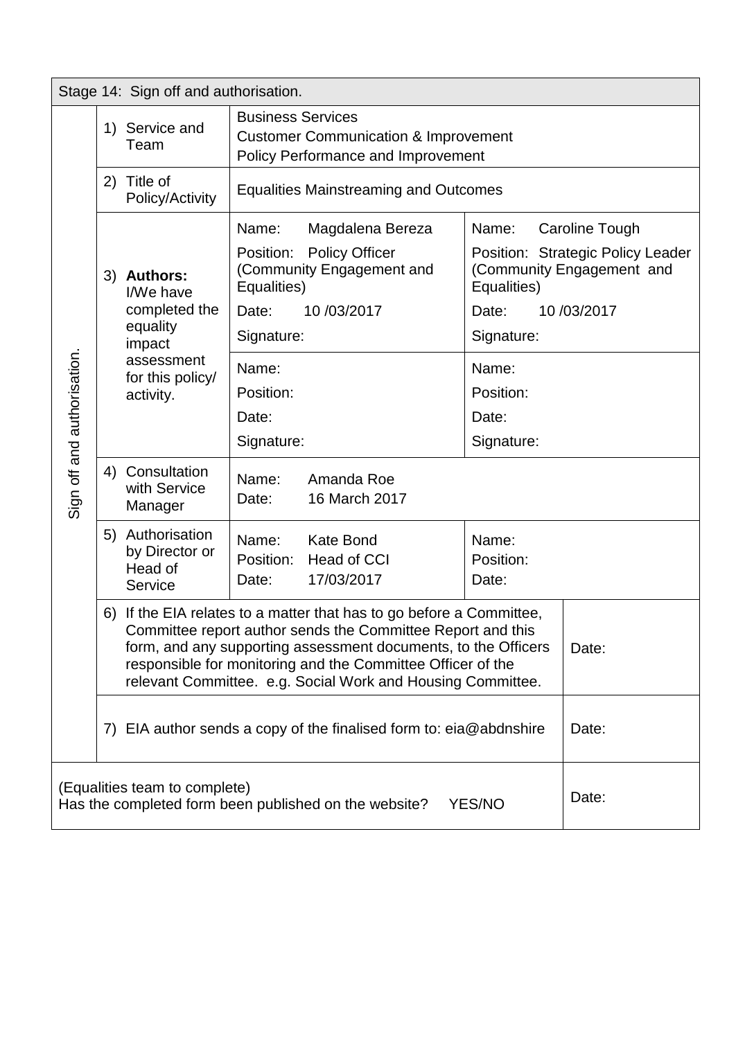| Stage 14: Sign off and authorisation. | | | | |
|---|---|---|---|---|
| Sign off and authorisation. | 1) Service and Team | Business Services<br>Customer Communication & Improvement<br>Policy Performance and Improvement | | |
| | 2) Title of Policy/Activity | Equalities Mainstreaming and Outcomes | | |
| | 3) **Authors:** I/We have completed the equality impact assessment for this policy/ activity. | Name: Magdalena Bereza<br>Position: Policy Officer (Community Engagement and Equalities)<br>Date: 10 /03/2017<br>Signature: | Name: Caroline Tough<br>Position: Strategic Policy Leader (Community Engagement and Equalities)<br>Date: 10 /03/2017<br>Signature: | |
| | | Name:<br>Position:<br>Date:<br>Signature: | Name:<br>Position:<br>Date:<br>Signature: | |
| | 4) Consultation with Service Manager | Name: Amanda Roe<br>Date: 16 March 2017 | | |
| | 5) Authorisation by Director or Head of Service | Name: Kate Bond<br>Position: Head of CCI<br>Date: 17/03/2017 | Name:<br>Position:<br>Date: | |
| | 6) If the EIA relates to a matter that has to go before a Committee, Committee report author sends the Committee Report and this form, and any supporting assessment documents, to the Officers responsible for monitoring and the Committee Officer of the relevant Committee. e.g. Social Work and Housing Committee. | | | Date: |
| | 7) EIA author sends a copy of the finalised form to: eia@abdnshire | | | Date: |
| (Equalities team to complete)<br>Has the completed form been published on the website? YES/NO | | | | Date: |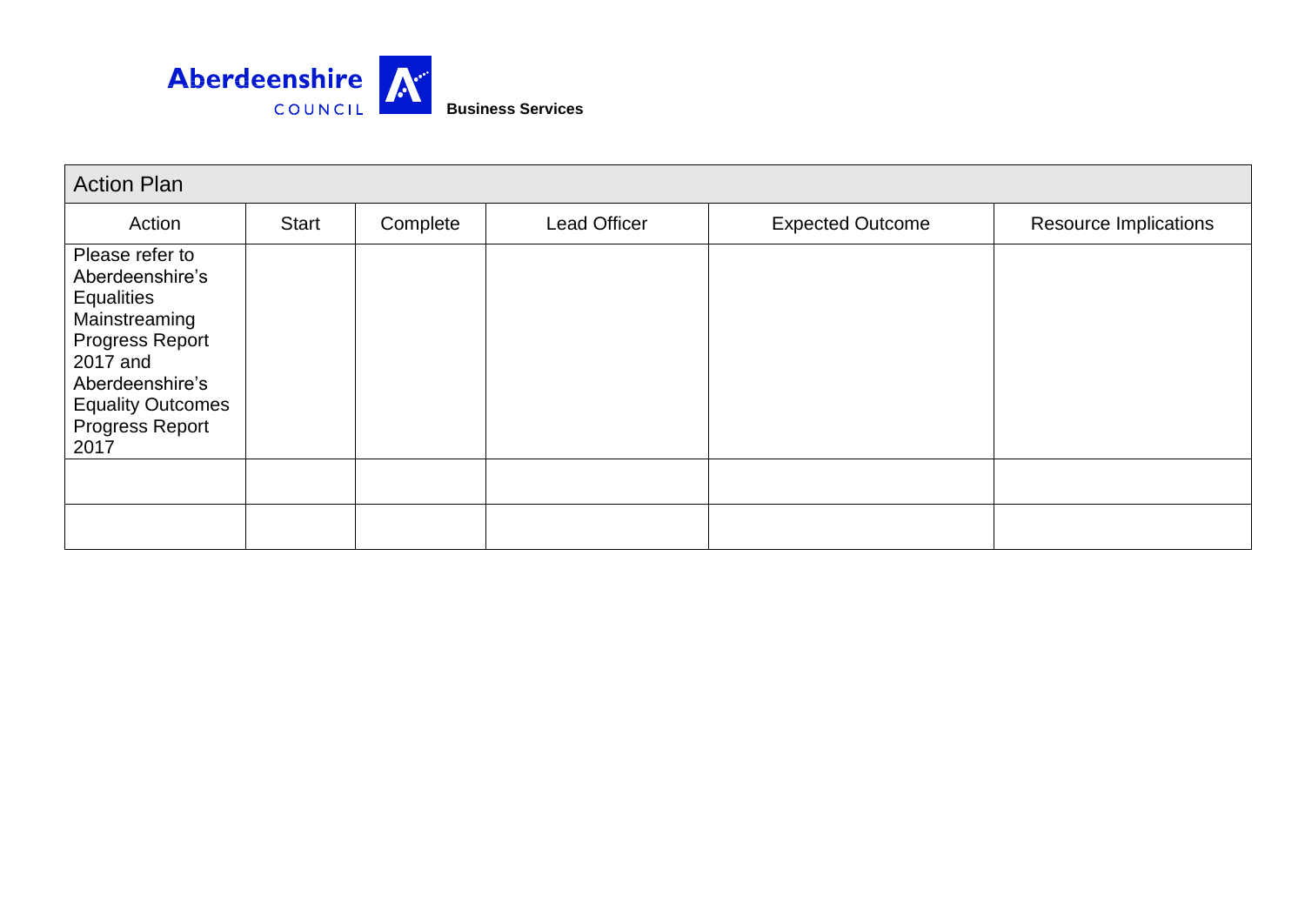Aberdeenshire COUNCIL **Business Services**

| Action Plan | | | | | |
|---|---|---|---|---|---|
| Action | Start | Complete | Lead Officer | Expected Outcome | Resource Implications |
| Please refer to Aberdeenshire's Equalities Mainstreaming Progress Report 2017 and Aberdeenshire's Equality Outcomes Progress Report 2017 | | | | | |
| | | | | | |
| | | | | | |